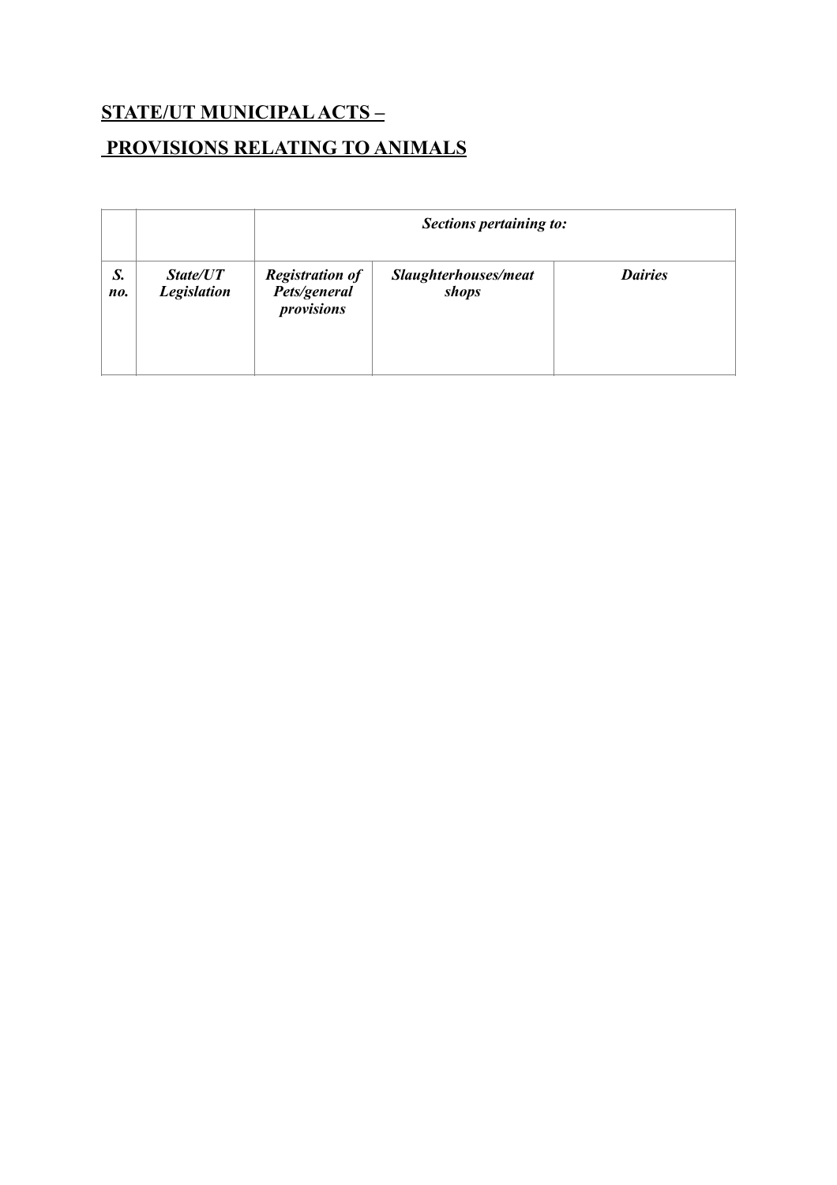## STATE/UT MUNICIPAL ACTS –

## PROVISIONS RELATING TO ANIMALS

| | | ***Sections pertaining to:*** | | |
|---|---|---|---|---|
| ***S. no.*** | ***State/UT Legislation*** | ***Registration of Pets/general provisions*** | ***Slaughterhouses/meat shops*** | ***Dairies*** |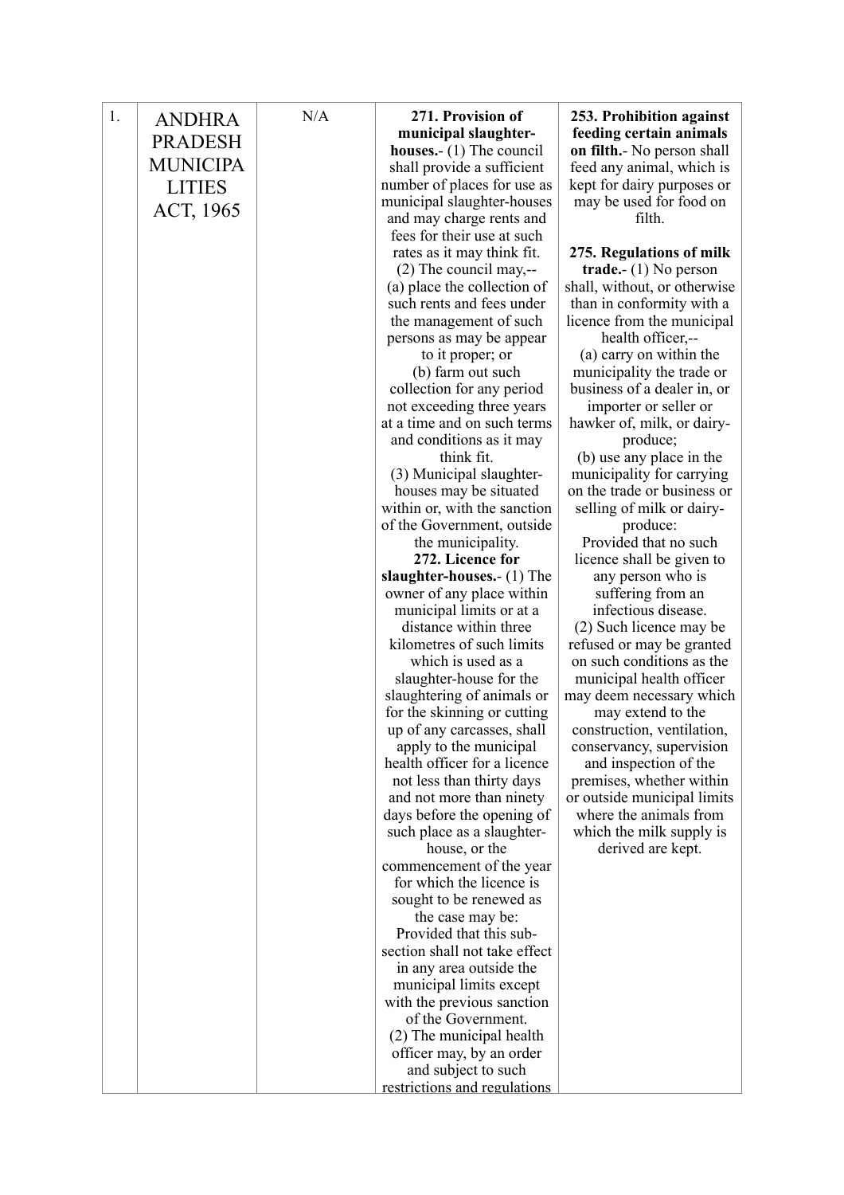| 1. | ANDHRA PRADESH MUNICIPALITIES ACT, 1965 | N/A | **271. Provision of municipal slaughter-houses.**- (1) The council shall provide a sufficient number of places for use as municipal slaughter-houses and may charge rents and fees for their use at such rates as it may think fit.<br>(2) The council may,--<br>(a) place the collection of such rents and fees under the management of such persons as may be appear to it proper; or<br>(b) farm out such collection for any period not exceeding three years at a time and on such terms and conditions as it may think fit.<br>(3) Municipal slaughter-houses may be situated within or, with the sanction of the Government, outside the municipality.<br>**272. Licence for slaughter-houses.**- (1) The owner of any place within municipal limits or at a distance within three kilometres of such limits which is used as a slaughter-house for the slaughtering of animals or for the skinning or cutting up of any carcasses, shall apply to the municipal health officer for a licence not less than thirty days and not more than ninety days before the opening of such place as a slaughter-house, or the commencement of the year for which the licence is sought to be renewed as the case may be:<br>Provided that this sub-section shall not take effect in any area outside the municipal limits except with the previous sanction of the Government.<br>(2) The municipal health officer may, by an order and subject to such restrictions and regulations | **253. Prohibition against feeding certain animals on filth.**- No person shall feed any animal, which is kept for dairy purposes or may be used for food on filth.<br><br>**275. Regulations of milk trade.**- (1) No person shall, without, or otherwise than in conformity with a licence from the municipal health officer,--<br>(a) carry on within the municipality the trade or business of a dealer in, or importer or seller or hawker of, milk, or dairy-produce;<br>(b) use any place in the municipality for carrying on the trade or business or selling of milk or dairy-produce:<br>Provided that no such licence shall be given to any person who is suffering from an infectious disease.<br>(2) Such licence may be refused or may be granted on such conditions as the municipal health officer may deem necessary which may extend to the construction, ventilation, conservancy, supervision and inspection of the premises, whether within or outside municipal limits where the animals from which the milk supply is derived are kept. |
|---|---|---|---|---|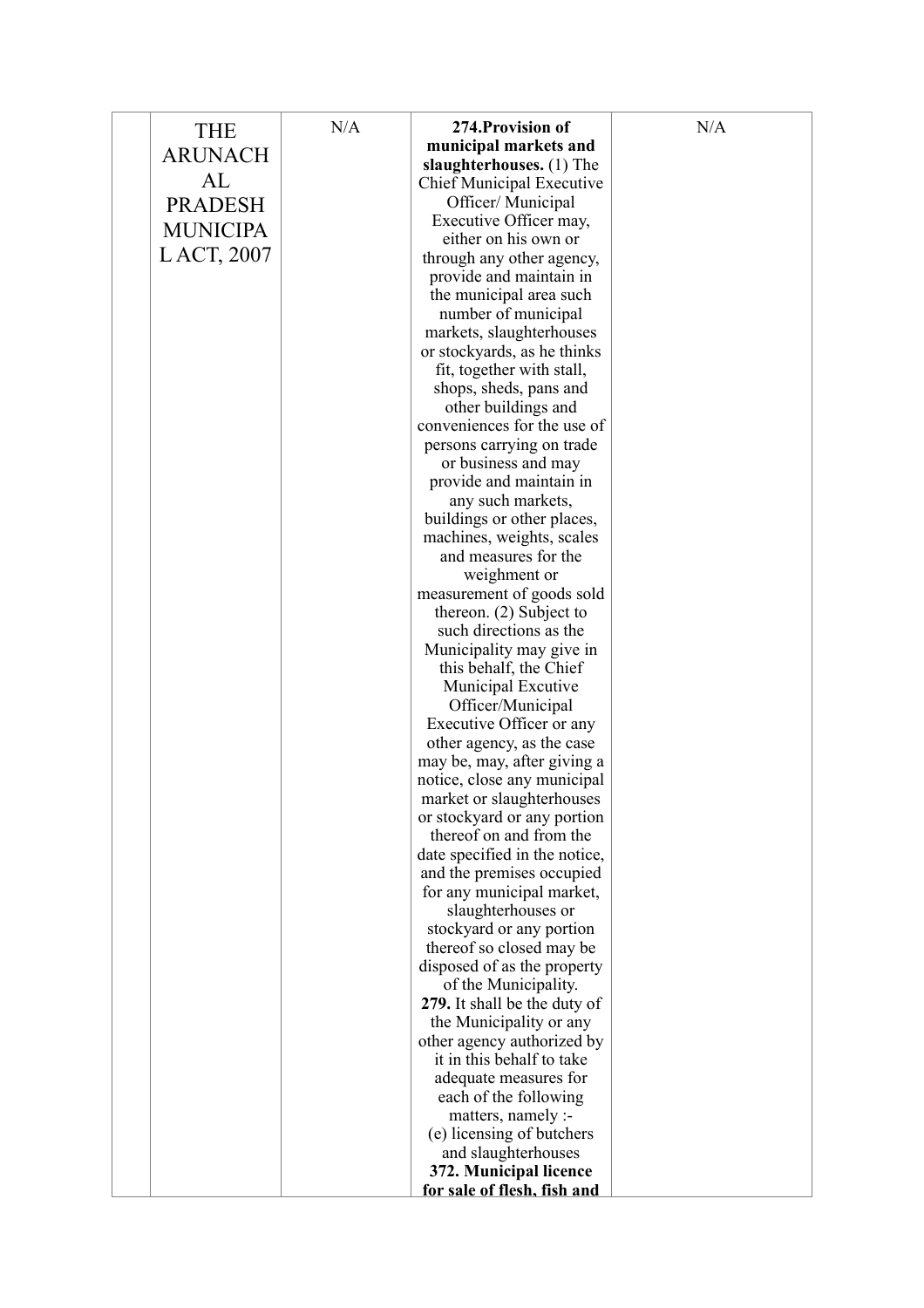|  | THE ARUNACHAL PRADESH MUNICIPAL ACT, 2007 | N/A | **274.Provision of municipal markets and slaughterhouses.** (1) The Chief Municipal Executive Officer/ Municipal Executive Officer may, either on his own or through any other agency, provide and maintain in the municipal area such number of municipal markets, slaughterhouses or stockyards, as he thinks fit, together with stall, shops, sheds, pans and other buildings and conveniences for the use of persons carrying on trade or business and may provide and maintain in any such markets, buildings or other places, machines, weights, scales and measures for the weighment or measurement of goods sold thereon. (2) Subject to such directions as the Municipality may give in this behalf, the Chief Municipal Excutive Officer/Municipal Executive Officer or any other agency, as the case may be, may, after giving a notice, close any municipal market or slaughterhouses or stockyard or any portion thereof on and from the date specified in the notice, and the premises occupied for any municipal market, slaughterhouses or stockyard or any portion thereof so closed may be disposed of as the property of the Municipality.<br>**279.** It shall be the duty of the Municipality or any other agency authorized by it in this behalf to take adequate measures for each of the following matters, namely :-<br>(e) licensing of butchers and slaughterhouses<br>**372. Municipal licence for sale of flesh, fish and** | N/A |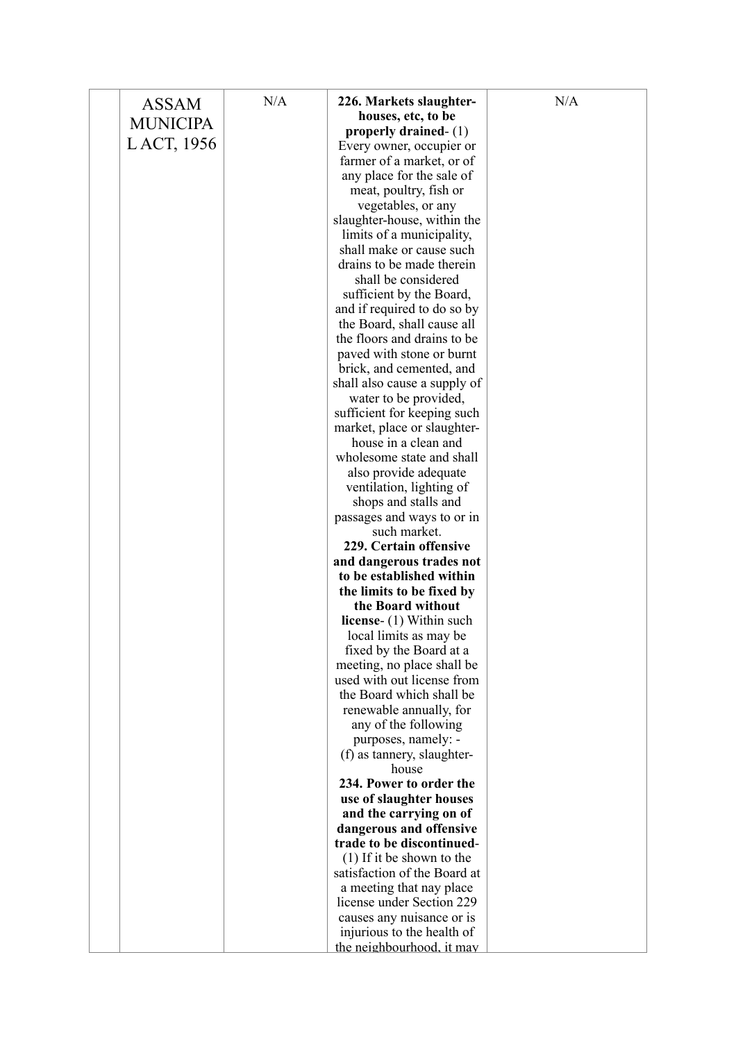|  | ASSAM MUNICIPAL ACT, 1956 | N/A | **226. Markets slaughter-houses, etc, to be properly drained**- (1) Every owner, occupier or farmer of a market, or of any place for the sale of meat, poultry, fish or vegetables, or any slaughter-house, within the limits of a municipality, shall make or cause such drains to be made therein shall be considered sufficient by the Board, and if required to do so by the Board, shall cause all the floors and drains to be paved with stone or burnt brick, and cemented, and shall also cause a supply of water to be provided, sufficient for keeping such market, place or slaughter-house in a clean and wholesome state and shall also provide adequate ventilation, lighting of shops and stalls and passages and ways to or in such market.<br>**229. Certain offensive and dangerous trades not to be established within the limits to be fixed by the Board without license**- (1) Within such local limits as may be fixed by the Board at a meeting, no place shall be used with out license from the Board which shall be renewable annually, for any of the following purposes, namely: -<br>(f) as tannery, slaughter-house<br>**234. Power to order the use of slaughter houses and the carrying on of dangerous and offensive trade to be discontinued**- (1) If it be shown to the satisfaction of the Board at a meeting that nay place license under Section 229 causes any nuisance or is injurious to the health of the neighbourhood, it may | N/A |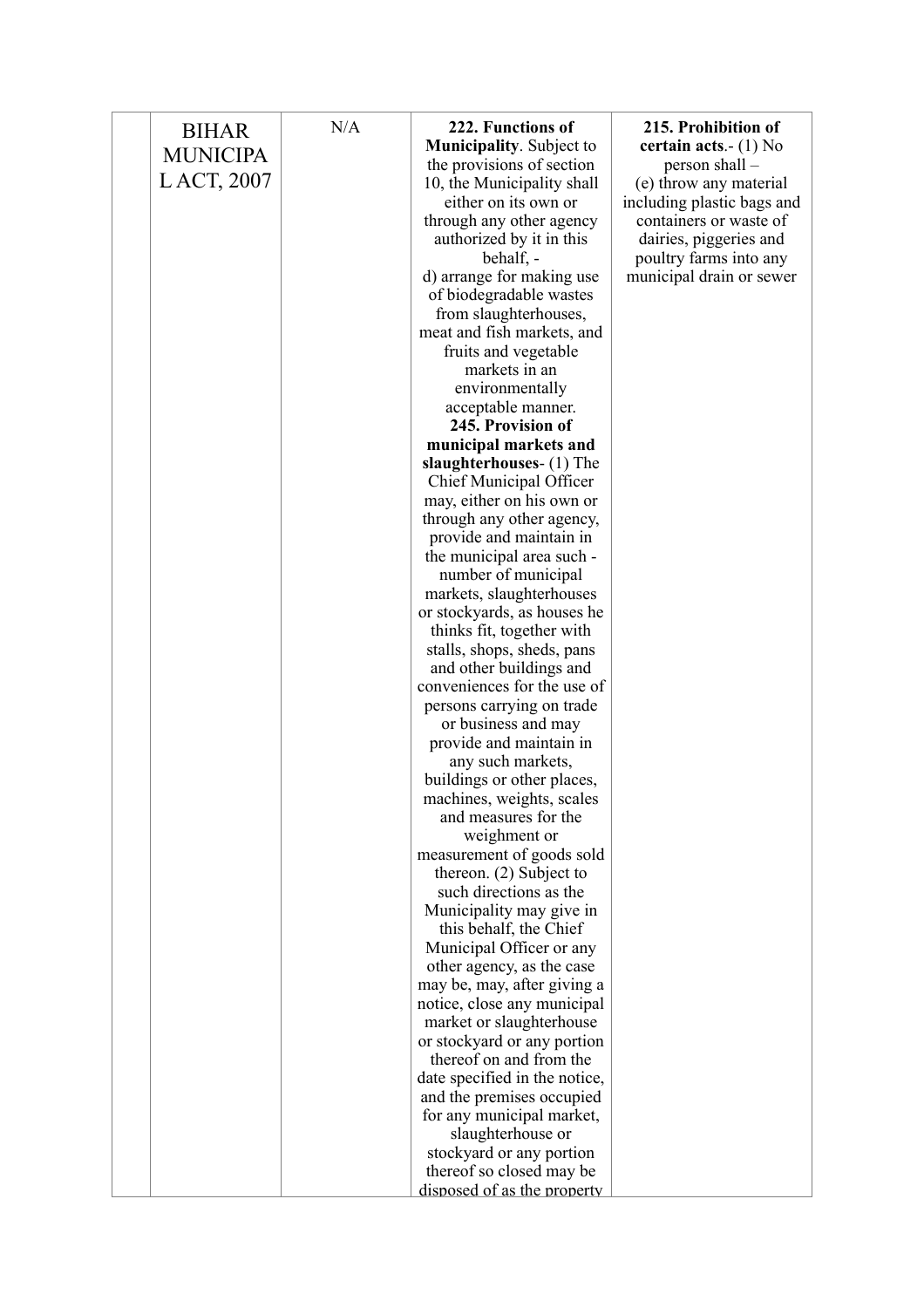|  | BIHAR MUNICIPAL ACT, 2007 | N/A | **222. Functions of Municipality**. Subject to the provisions of section 10, the Municipality shall either on its own or through any other agency authorized by it in this behalf, - d) arrange for making use of biodegradable wastes from slaughterhouses, meat and fish markets, and fruits and vegetable markets in an environmentally acceptable manner. **245. Provision of municipal markets and slaughterhouses**- (1) The Chief Municipal Officer may, either on his own or through any other agency, provide and maintain in the municipal area such - number of municipal markets, slaughterhouses or stockyards, as houses he thinks fit, together with stalls, shops, sheds, pans and other buildings and conveniences for the use of persons carrying on trade or business and may provide and maintain in any such markets, buildings or other places, machines, weights, scales and measures for the weighment or measurement of goods sold thereon. (2) Subject to such directions as the Municipality may give in this behalf, the Chief Municipal Officer or any other agency, as the case may be, may, after giving a notice, close any municipal market or slaughterhouse or stockyard or any portion thereof on and from the date specified in the notice, and the premises occupied for any municipal market, slaughterhouse or stockyard or any portion thereof so closed may be disposed of as the property | **215. Prohibition of certain acts**.- (1) No person shall – (e) throw any material including plastic bags and containers or waste of dairies, piggeries and poultry farms into any municipal drain or sewer |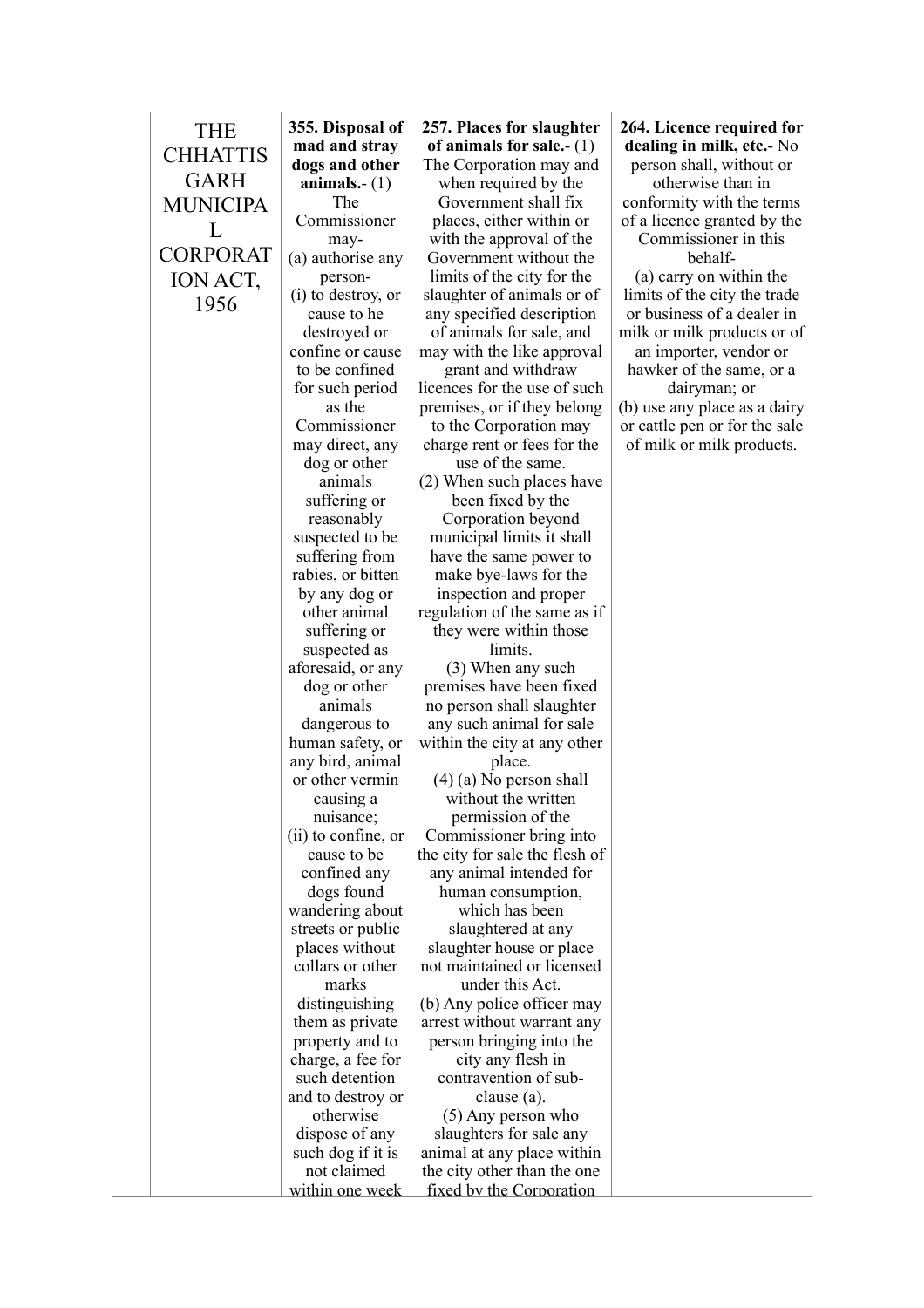| | | | | |
|---|---|---|---|---|
| | THE CHHATTISGARH MUNICIPAL CORPORATION ACT, 1956 | **355. Disposal of mad and stray dogs and other animals.**- (1) The Commissioner may-<br>(a) authorise any person-<br>(i) to destroy, or cause to he destroyed or confine or cause to be confined for such period as the Commissioner may direct, any dog or other animals suffering or reasonably suspected to be suffering from rabies, or bitten by any dog or other animal suffering or suspected as aforesaid, or any dog or other animals dangerous to human safety, or any bird, animal or other vermin causing a nuisance;<br>(ii) to confine, or cause to be confined any dogs found wandering about streets or public places without collars or other marks distinguishing them as private property and to charge, a fee for such detention and to destroy or otherwise dispose of any such dog if it is not claimed within one week | **257. Places for slaughter of animals for sale.**- (1) The Corporation may and when required by the Government shall fix places, either within or with the approval of the Government without the limits of the city for the slaughter of animals or of any specified description of animals for sale, and may with the like approval grant and withdraw licences for the use of such premises, or if they belong to the Corporation may charge rent or fees for the use of the same.<br>(2) When such places have been fixed by the Corporation beyond municipal limits it shall have the same power to make bye-laws for the inspection and proper regulation of the same as if they were within those limits.<br>(3) When any such premises have been fixed no person shall slaughter any such animal for sale within the city at any other place.<br>(4) (a) No person shall without the written permission of the Commissioner bring into the city for sale the flesh of any animal intended for human consumption, which has been slaughtered at any slaughter house or place not maintained or licensed under this Act.<br>(b) Any police officer may arrest without warrant any person bringing into the city any flesh in contravention of sub-clause (a).<br>(5) Any person who slaughters for sale any animal at any place within the city other than the one fixed by the Corporation | **264. Licence required for dealing in milk, etc.**- No person shall, without or otherwise than in conformity with the terms of a licence granted by the Commissioner in this behalf-<br>(a) carry on within the limits of the city the trade or business of a dealer in milk or milk products or of an importer, vendor or hawker of the same, or a dairyman; or<br>(b) use any place as a dairy or cattle pen or for the sale of milk or milk products. |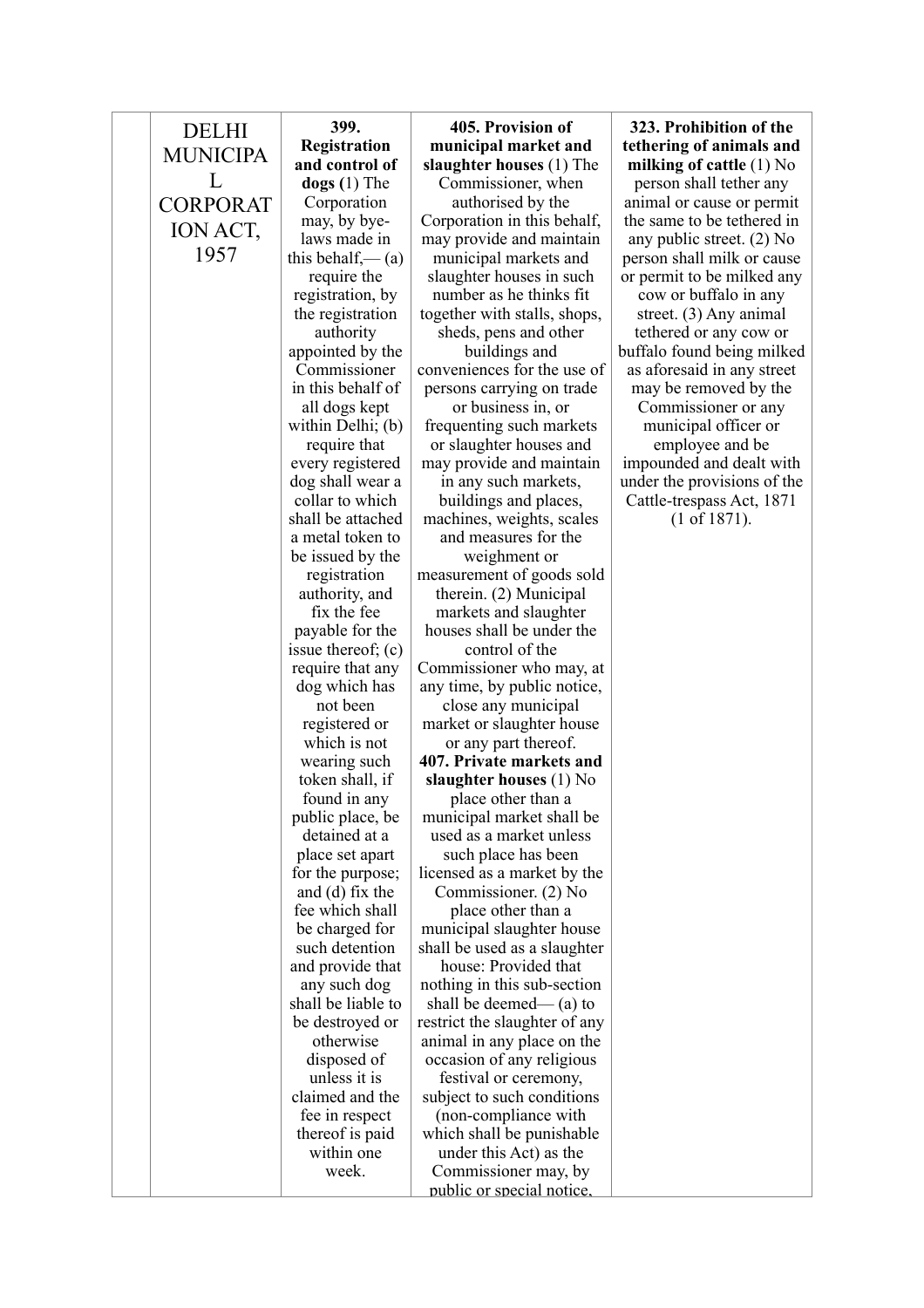|  | DELHI MUNICIPAL CORPORATION ACT, 1957 | **399. Registration and control of dogs (**1) The Corporation may, by bye-laws made in this behalf,— (a) require the registration, by the registration authority appointed by the Commissioner in this behalf of all dogs kept within Delhi; (b) require that every registered dog shall wear a collar to which shall be attached a metal token to be issued by the registration authority, and fix the fee payable for the issue thereof; (c) require that any dog which has not been registered or which is not wearing such token shall, if found in any public place, be detained at a place set apart for the purpose; and (d) fix the fee which shall be charged for such detention and provide that any such dog shall be liable to be destroyed or otherwise disposed of unless it is claimed and the fee in respect thereof is paid within one week. | **405. Provision of municipal market and slaughter houses** (1) The Commissioner, when authorised by the Corporation in this behalf, may provide and maintain municipal markets and slaughter houses in such number as he thinks fit together with stalls, shops, sheds, pens and other buildings and conveniences for the use of persons carrying on trade or business in, or frequenting such markets or slaughter houses and may provide and maintain in any such markets, buildings and places, machines, weights, scales and measures for the weighment or measurement of goods sold therein. (2) Municipal markets and slaughter houses shall be under the control of the Commissioner who may, at any time, by public notice, close any municipal market or slaughter house or any part thereof. **407. Private markets and slaughter houses** (1) No place other than a municipal market shall be used as a market unless such place has been licensed as a market by the Commissioner. (2) No place other than a municipal slaughter house shall be used as a slaughter house: Provided that nothing in this sub-section shall be deemed— (a) to restrict the slaughter of any animal in any place on the occasion of any religious festival or ceremony, subject to such conditions (non-compliance with which shall be punishable under this Act) as the Commissioner may, by public or special notice, | **323. Prohibition of the tethering of animals and milking of cattle** (1) No person shall tether any animal or cause or permit the same to be tethered in any public street. (2) No person shall milk or cause or permit to be milked any cow or buffalo in any street. (3) Any animal tethered or any cow or buffalo found being milked as aforesaid in any street may be removed by the Commissioner or any municipal officer or employee and be impounded and dealt with under the provisions of the Cattle-trespass Act, 1871 (1 of 1871). |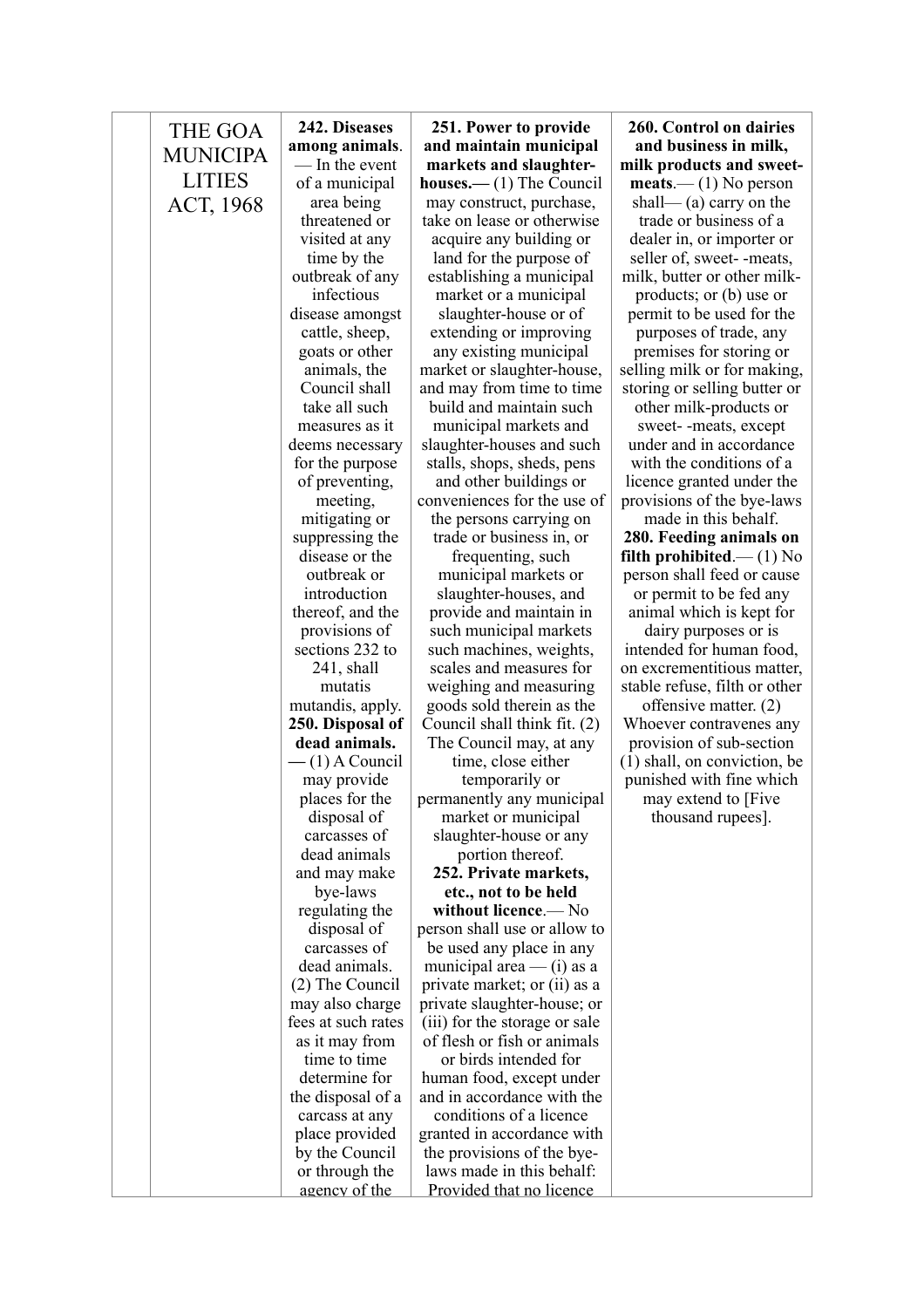| | THE GOA MUNICIPALITIES ACT, 1968 | **242. Diseases among animals**.— In the event of a municipal area being threatened or visited at any time by the outbreak of any infectious disease amongst cattle, sheep, goats or other animals, the Council shall take all such measures as it deems necessary for the purpose of preventing, meeting, mitigating or suppressing the disease or the outbreak or introduction thereof, and the provisions of sections 232 to 241, shall mutatis mutandis, apply. **250. Disposal of dead animals.—** (1) A Council may provide places for the disposal of carcasses of dead animals and may make bye-laws regulating the disposal of carcasses of dead animals. (2) The Council may also charge fees at such rates as it may from time to time determine for the disposal of a carcass at any place provided by the Council or through the agency of the | **251. Power to provide and maintain municipal markets and slaughter-houses.—** (1) The Council may construct, purchase, take on lease or otherwise acquire any building or land for the purpose of establishing a municipal market or a municipal slaughter-house or of extending or improving any existing municipal market or slaughter-house, and may from time to time build and maintain such municipal markets and slaughter-houses and such stalls, shops, sheds, pens and other buildings or conveniences for the use of the persons carrying on trade or business in, or frequenting, such municipal markets or slaughter-houses, and provide and maintain in such municipal markets such machines, weights, scales and measures for weighing and measuring goods sold therein as the Council shall think fit. (2) The Council may, at any time, close either temporarily or permanently any municipal market or municipal slaughter-house or any portion thereof. **252. Private markets, etc., not to be held without licence**.— No person shall use or allow to be used any place in any municipal area — (i) as a private market; or (ii) as a private slaughter-house; or (iii) for the storage or sale of flesh or fish or animals or birds intended for human food, except under and in accordance with the conditions of a licence granted in accordance with the provisions of the bye-laws made in this behalf: Provided that no licence | **260. Control on dairies and business in milk, milk products and sweet-meats**.— (1) No person shall— (a) carry on the trade or business of a dealer in, or importer or seller of, sweet- -meats, milk, butter or other milk-products; or (b) use or permit to be used for the purposes of trade, any premises for storing or selling milk or for making, storing or selling butter or other milk-products or sweet- -meats, except under and in accordance with the conditions of a licence granted under the provisions of the bye-laws made in this behalf. **280. Feeding animals on filth prohibited**.— (1) No person shall feed or cause or permit to be fed any animal which is kept for dairy purposes or is intended for human food, on excrementitious matter, stable refuse, filth or other offensive matter. (2) Whoever contravenes any provision of sub-section (1) shall, on conviction, be punished with fine which may extend to [Five thousand rupees]. |
|---|---|---|---|---|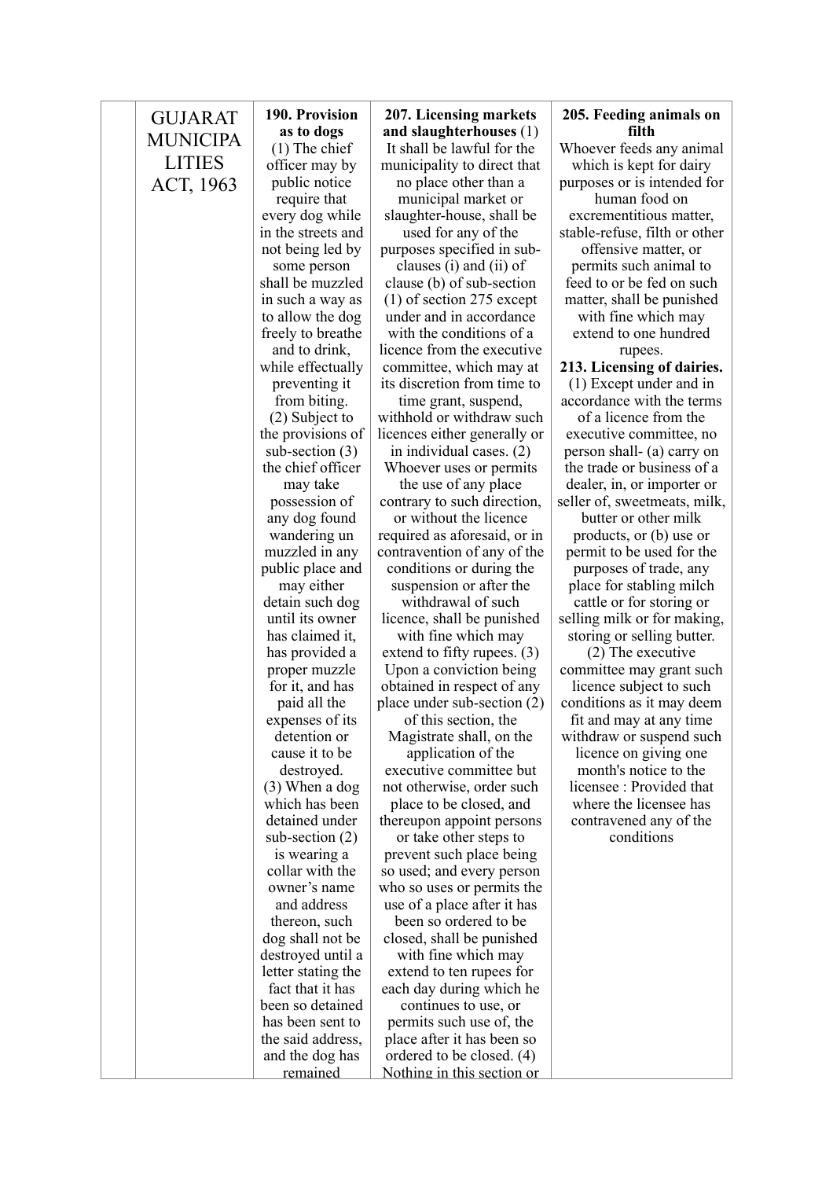|  | GUJARAT MUNICIPALITIES ACT, 1963 | **190. Provision as to dogs** (1) The chief officer may by public notice require that every dog while in the streets and not being led by some person shall be muzzled in such a way as to allow the dog freely to breathe and to drink, while effectually preventing it from biting. (2) Subject to the provisions of sub-section (3) the chief officer may take possession of any dog found wandering un muzzled in any public place and may either detain such dog until its owner has claimed it, has provided a proper muzzle for it, and has paid all the expenses of its detention or cause it to be destroyed. (3) When a dog which has been detained under sub-section (2) is wearing a collar with the owner's name and address thereon, such dog shall not be destroyed until a letter stating the fact that it has been so detained has been sent to the said address, and the dog has remained | **207. Licensing markets and slaughterhouses** (1) It shall be lawful for the municipality to direct that no place other than a municipal market or slaughter-house, shall be used for any of the purposes specified in sub-clauses (i) and (ii) of clause (b) of sub-section (1) of section 275 except under and in accordance with the conditions of a licence from the executive committee, which may at its discretion from time to time grant, suspend, withhold or withdraw such licences either generally or in individual cases. (2) Whoever uses or permits the use of any place contrary to such direction, or without the licence required as aforesaid, or in contravention of any of the conditions or during the suspension or after the withdrawal of such licence, shall be punished with fine which may extend to fifty rupees. (3) Upon a conviction being obtained in respect of any place under sub-section (2) of this section, the Magistrate shall, on the application of the executive committee but not otherwise, order such place to be closed, and thereupon appoint persons or take other steps to prevent such place being so used; and every person who so uses or permits the use of a place after it has been so ordered to be closed, shall be punished with fine which may extend to ten rupees for each day during which he continues to use, or permits such use of, the place after it has been so ordered to be closed. (4) Nothing in this section or | **205. Feeding animals on filth** Whoever feeds any animal which is kept for dairy purposes or is intended for human food on excrementitious matter, stable-refuse, filth or other offensive matter, or permits such animal to feed to or be fed on such matter, shall be punished with fine which may extend to one hundred rupees. **213. Licensing of dairies.** (1) Except under and in accordance with the terms of a licence from the executive committee, no person shall- (a) carry on the trade or business of a dealer, in, or importer or seller of, sweetmeats, milk, butter or other milk products, or (b) use or permit to be used for the purposes of trade, any place for stabling milch cattle or for storing or selling milk or for making, storing or selling butter. (2) The executive committee may grant such licence subject to such conditions as it may deem fit and may at any time withdraw or suspend such licence on giving one month's notice to the licensee : Provided that where the licensee has contravened any of the conditions |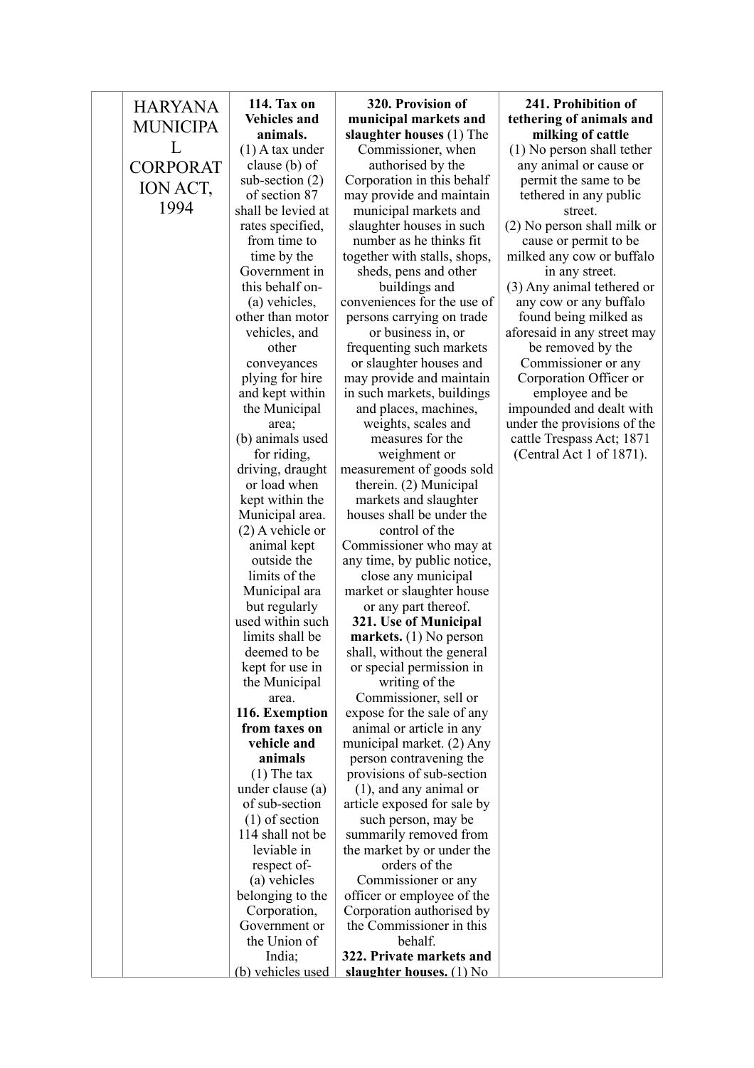| | HARYANA MUNICIPAL CORPORATION ACT, 1994 | **114. Tax on Vehicles and animals.** (1) A tax under clause (b) of sub-section (2) of section 87 shall be levied at rates specified, from time to time by the Government in this behalf on- (a) vehicles, other than motor vehicles, and other conveyances plying for hire and kept within the Municipal area; (b) animals used for riding, driving, draught or load when kept within the Municipal area. (2) A vehicle or animal kept outside the limits of the Municipal ara but regularly used within such limits shall be deemed to be kept for use in the Municipal area. **116. Exemption from taxes on vehicle and animals** (1) The tax under clause (a) of sub-section (1) of section 114 shall not be leviable in respect of- (a) vehicles belonging to the Corporation, Government or the Union of India; (b) vehicles used | **320. Provision of municipal markets and slaughter houses** (1) The Commissioner, when authorised by the Corporation in this behalf may provide and maintain municipal markets and slaughter houses in such number as he thinks fit together with stalls, shops, sheds, pens and other buildings and conveniences for the use of persons carrying on trade or business in, or frequenting such markets or slaughter houses and may provide and maintain in such markets, buildings and places, machines, weights, scales and measures for the weighment or measurement of goods sold therein. (2) Municipal markets and slaughter houses shall be under the control of the Commissioner who may at any time, by public notice, close any municipal market or slaughter house or any part thereof. **321. Use of Municipal markets.** (1) No person shall, without the general or special permission in writing of the Commissioner, sell or expose for the sale of any animal or article in any municipal market. (2) Any person contravening the provisions of sub-section (1), and any animal or article exposed for sale by such person, may be summarily removed from the market by or under the orders of the Commissioner or any officer or employee of the Corporation authorised by the Commissioner in this behalf. **322. Private markets and slaughter houses.** (1) No | **241. Prohibition of tethering of animals and milking of cattle** (1) No person shall tether any animal or cause or permit the same to be tethered in any public street. (2) No person shall milk or cause or permit to be milked any cow or buffalo in any street. (3) Any animal tethered or any cow or any buffalo found being milked as aforesaid in any street may be removed by the Commissioner or any Corporation Officer or employee and be impounded and dealt with under the provisions of the cattle Trespass Act; 1871 (Central Act 1 of 1871). |
|---|---|---|---|---|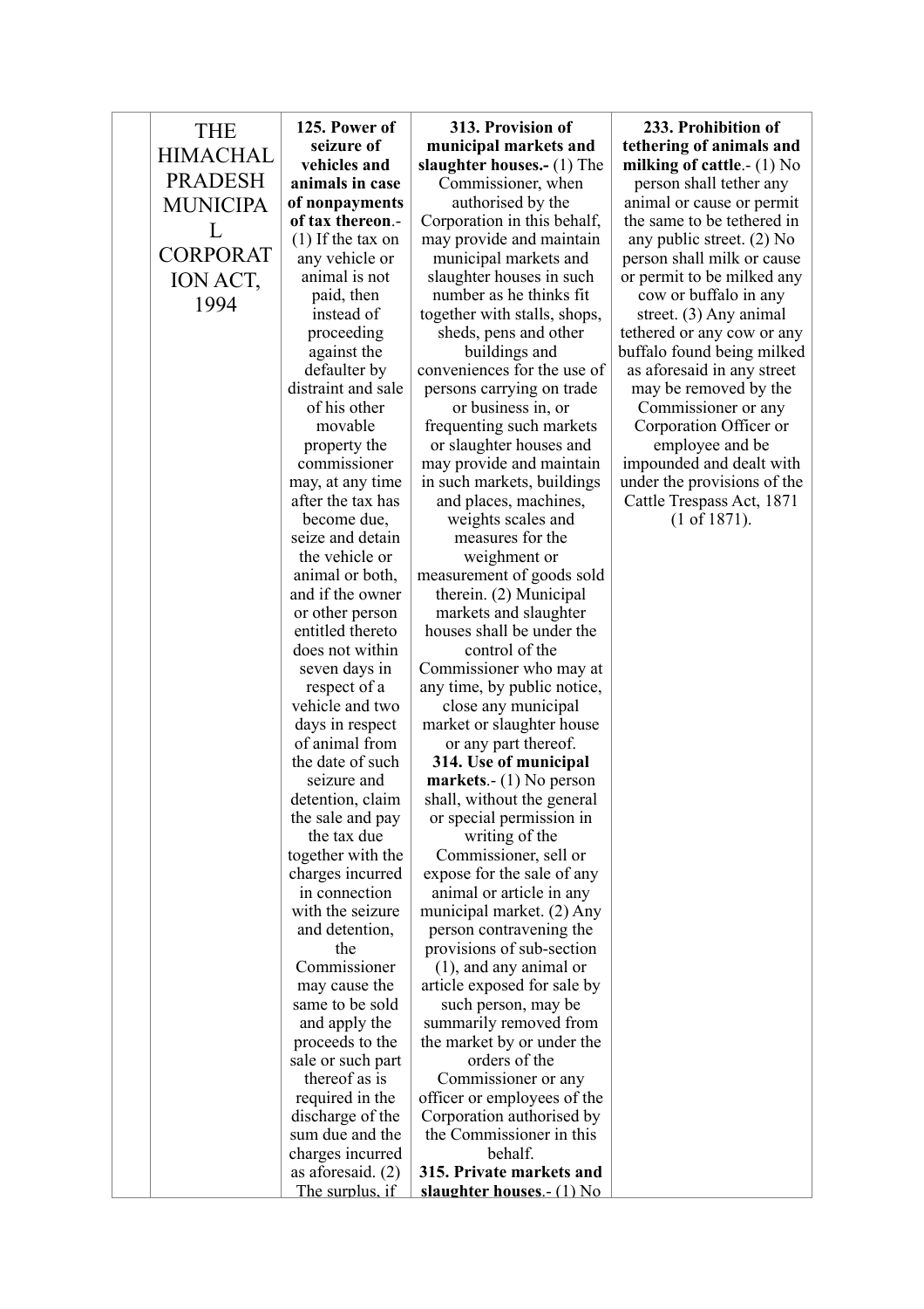| | THE HIMACHAL PRADESH MUNICIPAL CORPORATION ACT, 1994 | **125. Power of seizure of vehicles and animals in case of nonpayments of tax thereon**.- (1) If the tax on any vehicle or animal is not paid, then instead of proceeding against the defaulter by distraint and sale of his other movable property the commissioner may, at any time after the tax has become due, seize and detain the vehicle or animal or both, and if the owner or other person entitled thereto does not within seven days in respect of a vehicle and two days in respect of animal from the date of such seizure and detention, claim the sale and pay the tax due together with the charges incurred in connection with the seizure and detention, the Commissioner may cause the same to be sold and apply the proceeds to the sale or such part thereof as is required in the discharge of the sum due and the charges incurred as aforesaid. (2) The surplus, if | **313. Provision of municipal markets and slaughter houses.-** (1) The Commissioner, when authorised by the Corporation in this behalf, may provide and maintain municipal markets and slaughter houses in such number as he thinks fit together with stalls, shops, sheds, pens and other buildings and conveniences for the use of persons carrying on trade or business in, or frequenting such markets or slaughter houses and may provide and maintain in such markets, buildings and places, machines, weights scales and measures for the weighment or measurement of goods sold therein. (2) Municipal markets and slaughter houses shall be under the control of the Commissioner who may at any time, by public notice, close any municipal market or slaughter house or any part thereof. **314. Use of municipal markets**.- (1) No person shall, without the general or special permission in writing of the Commissioner, sell or expose for the sale of any animal or article in any municipal market. (2) Any person contravening the provisions of sub-section (1), and any animal or article exposed for sale by such person, may be summarily removed from the market by or under the orders of the Commissioner or any officer or employees of the Corporation authorised by the Commissioner in this behalf. **315. Private markets and slaughter houses**.- (1) No | **233. Prohibition of tethering of animals and milking of cattle**.- (1) No person shall tether any animal or cause or permit the same to be tethered in any public street. (2) No person shall milk or cause or permit to be milked any cow or buffalo in any street. (3) Any animal tethered or any cow or any buffalo found being milked as aforesaid in any street may be removed by the Commissioner or any Corporation Officer or employee and be impounded and dealt with under the provisions of the Cattle Trespass Act, 1871 (1 of 1871). |
|---|---|---|---|---|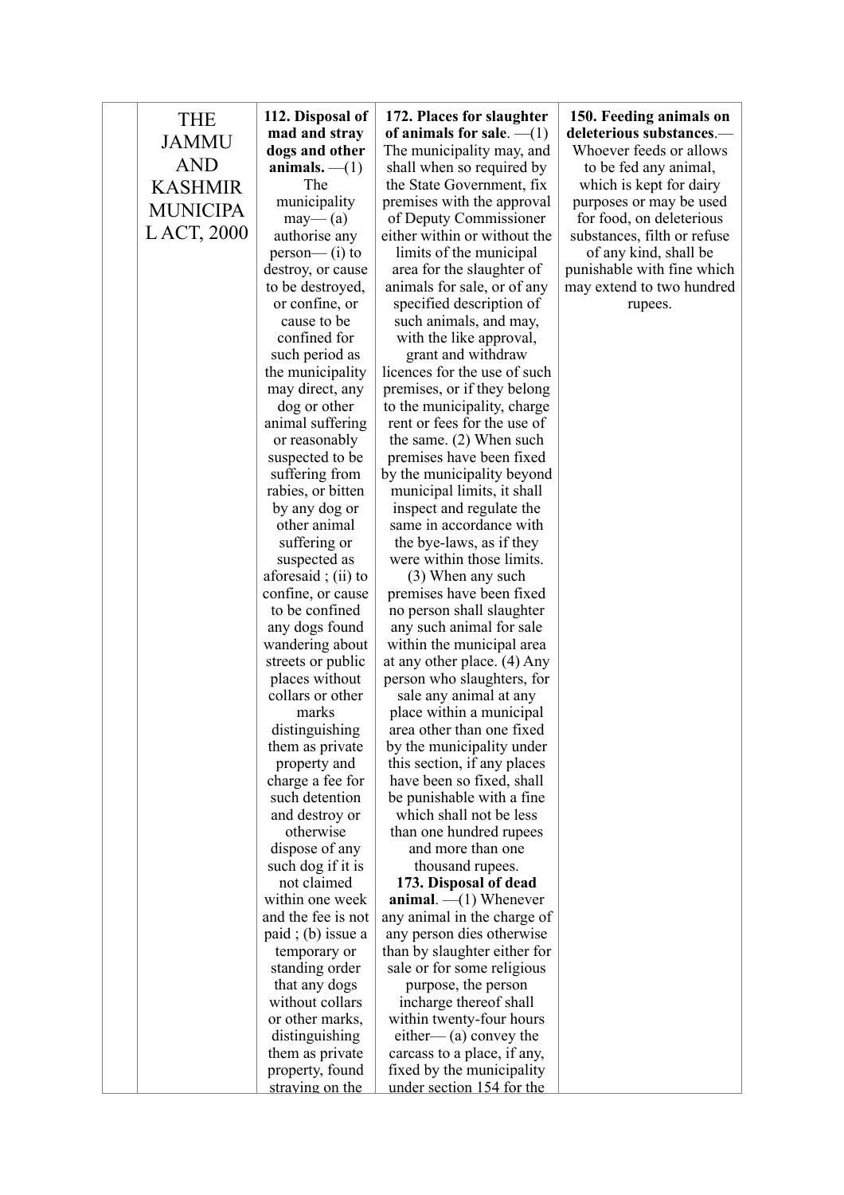| | THE JAMMU AND KASHMIR MUNICIPAL ACT, 2000 | **112. Disposal of mad and stray dogs and other animals.** —(1) The municipality may— (a) authorise any person— (i) to destroy, or cause to be destroyed, or confine, or cause to be confined for such period as the municipality may direct, any dog or other animal suffering or reasonably suspected to be suffering from rabies, or bitten by any dog or other animal suffering or suspected as aforesaid ; (ii) to confine, or cause to be confined any dogs found wandering about streets or public places without collars or other marks distinguishing them as private property and charge a fee for such detention and destroy or otherwise dispose of any such dog if it is not claimed within one week and the fee is not paid ; (b) issue a temporary or standing order that any dogs without collars or other marks, distinguishing them as private property, found straying on the | **172. Places for slaughter of animals for sale**. —(1) The municipality may, and shall when so required by the State Government, fix premises with the approval of Deputy Commissioner either within or without the limits of the municipal area for the slaughter of animals for sale, or of any specified description of such animals, and may, with the like approval, grant and withdraw licences for the use of such premises, or if they belong to the municipality, charge rent or fees for the use of the same. (2) When such premises have been fixed by the municipality beyond municipal limits, it shall inspect and regulate the same in accordance with the bye-laws, as if they were within those limits. (3) When any such premises have been fixed no person shall slaughter any such animal for sale within the municipal area at any other place. (4) Any person who slaughters, for sale any animal at any place within a municipal area other than one fixed by the municipality under this section, if any places have been so fixed, shall be punishable with a fine which shall not be less than one hundred rupees and more than one thousand rupees. **173. Disposal of dead animal**. —(1) Whenever any animal in the charge of any person dies otherwise than by slaughter either for sale or for some religious purpose, the person incharge thereof shall within twenty-four hours either— (a) convey the carcass to a place, if any, fixed by the municipality under section 154 for the | **150. Feeding animals on deleterious substances**.— Whoever feeds or allows to be fed any animal, which is kept for dairy purposes or may be used for food, on deleterious substances, filth or refuse of any kind, shall be punishable with fine which may extend to two hundred rupees. |
|---|---|---|---|---|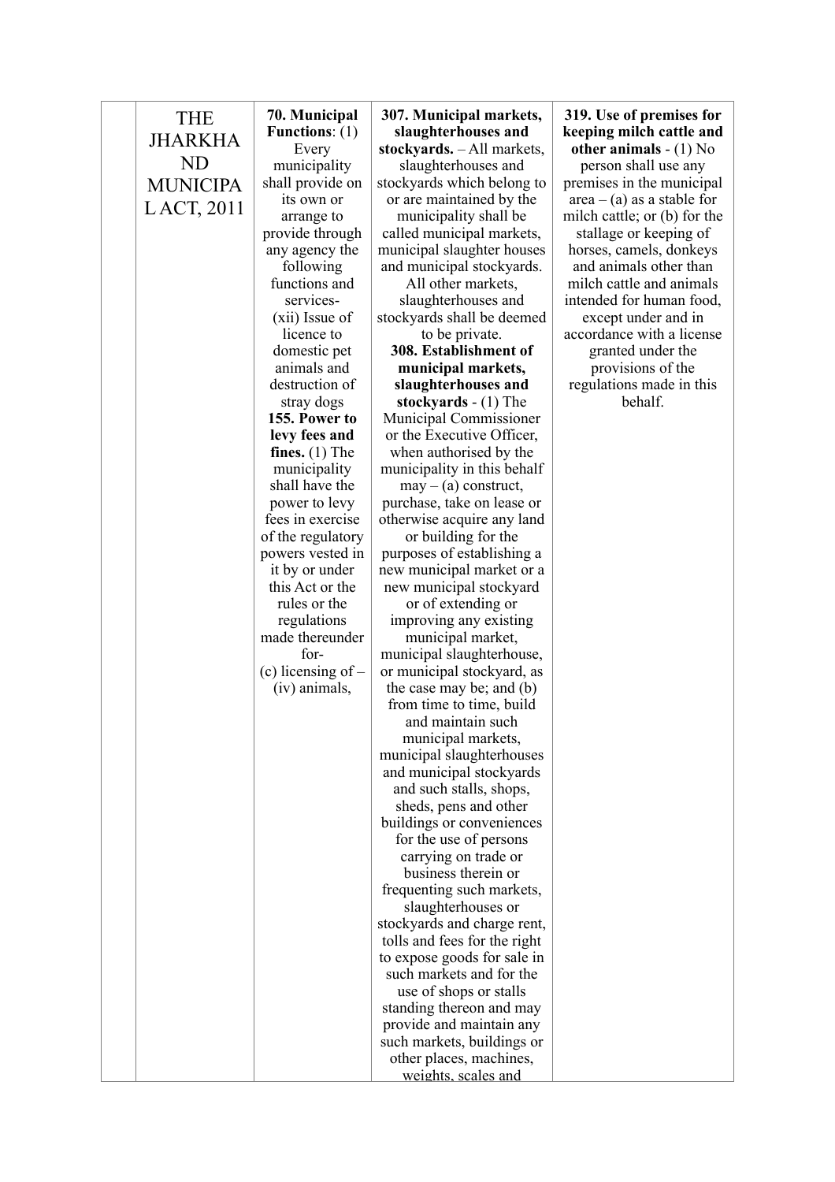|  | THE JHARKHAND MUNICIPAL ACT, 2011 | **70. Municipal Functions**: (1) Every municipality shall provide on its own or arrange to provide through any agency the following functions and services- (xii) Issue of licence to domestic pet animals and destruction of stray dogs **155. Power to levy fees and fines.** (1) The municipality shall have the power to levy fees in exercise of the regulatory powers vested in it by or under this Act or the rules or the regulations made thereunder for- (c) licensing of – (iv) animals, | **307. Municipal markets, slaughterhouses and stockyards.** – All markets, slaughterhouses and stockyards which belong to or are maintained by the municipality shall be called municipal markets, municipal slaughter houses and municipal stockyards. All other markets, slaughterhouses and stockyards shall be deemed to be private. **308. Establishment of municipal markets, slaughterhouses and stockyards** - (1) The Municipal Commissioner or the Executive Officer, when authorised by the municipality in this behalf may – (a) construct, purchase, take on lease or otherwise acquire any land or building for the purposes of establishing a new municipal market or a new municipal stockyard or of extending or improving any existing municipal market, municipal slaughterhouse, or municipal stockyard, as the case may be; and (b) from time to time, build and maintain such municipal markets, municipal slaughterhouses and municipal stockyards and such stalls, shops, sheds, pens and other buildings or conveniences for the use of persons carrying on trade or business therein or frequenting such markets, slaughterhouses or stockyards and charge rent, tolls and fees for the right to expose goods for sale in such markets and for the use of shops or stalls standing thereon and may provide and maintain any such markets, buildings or other places, machines, weights, scales and | **319. Use of premises for keeping milch cattle and other animals** - (1) No person shall use any premises in the municipal area – (a) as a stable for milch cattle; or (b) for the stallage or keeping of horses, camels, donkeys and animals other than milch cattle and animals intended for human food, except under and in accordance with a license granted under the provisions of the regulations made in this behalf. |
|---|---|---|---|---|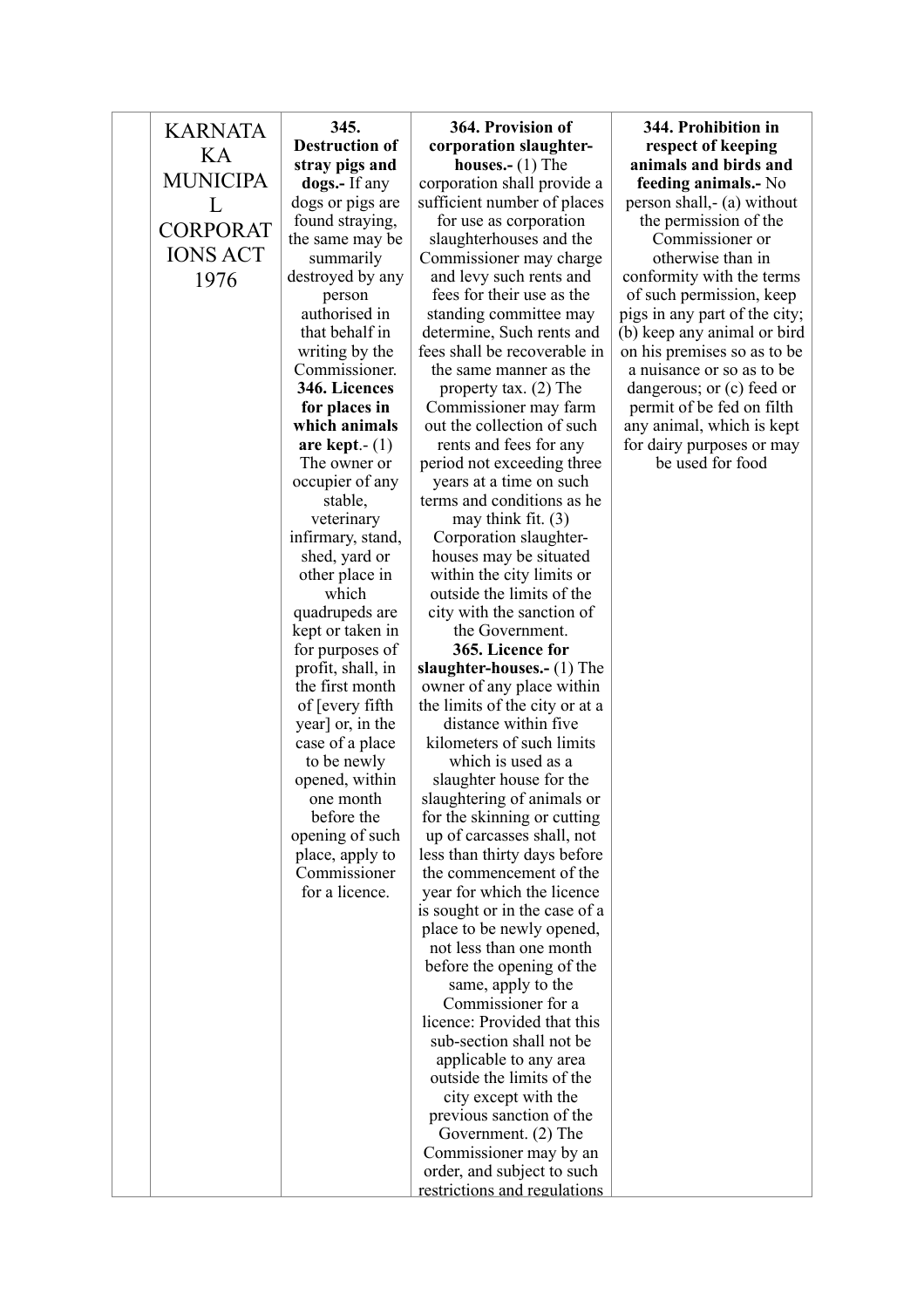| | KARNATAKA MUNICIPAL CORPORATIONS ACT 1976 | **345. Destruction of stray pigs and dogs.-** If any dogs or pigs are found straying, the same may be summarily destroyed by any person authorised in that behalf in writing by the Commissioner. **346. Licences for places in which animals are kept**.- (1) The owner or occupier of any stable, veterinary infirmary, stand, shed, yard or other place in which quadrupeds are kept or taken in for purposes of profit, shall, in the first month of [every fifth year] or, in the case of a place to be newly opened, within one month before the opening of such place, apply to Commissioner for a licence. | **364. Provision of corporation slaughter-houses.-** (1) The corporation shall provide a sufficient number of places for use as corporation slaughterhouses and the Commissioner may charge and levy such rents and fees for their use as the standing committee may determine, Such rents and fees shall be recoverable in the same manner as the property tax. (2) The Commissioner may farm out the collection of such rents and fees for any period not exceeding three years at a time on such terms and conditions as he may think fit. (3) Corporation slaughter-houses may be situated within the city limits or outside the limits of the city with the sanction of the Government. **365. Licence for slaughter-houses.-** (1) The owner of any place within the limits of the city or at a distance within five kilometers of such limits which is used as a slaughter house for the slaughtering of animals or for the skinning or cutting up of carcasses shall, not less than thirty days before the commencement of the year for which the licence is sought or in the case of a place to be newly opened, not less than one month before the opening of the same, apply to the Commissioner for a licence: Provided that this sub-section shall not be applicable to any area outside the limits of the city except with the previous sanction of the Government. (2) The Commissioner may by an order, and subject to such restrictions and regulations | **344. Prohibition in respect of keeping animals and birds and feeding animals.-** No person shall,- (a) without the permission of the Commissioner or otherwise than in conformity with the terms of such permission, keep pigs in any part of the city; (b) keep any animal or bird on his premises so as to be a nuisance or so as to be dangerous; or (c) feed or permit of be fed on filth any animal, which is kept for dairy purposes or may be used for food |
|---|---|---|---|---|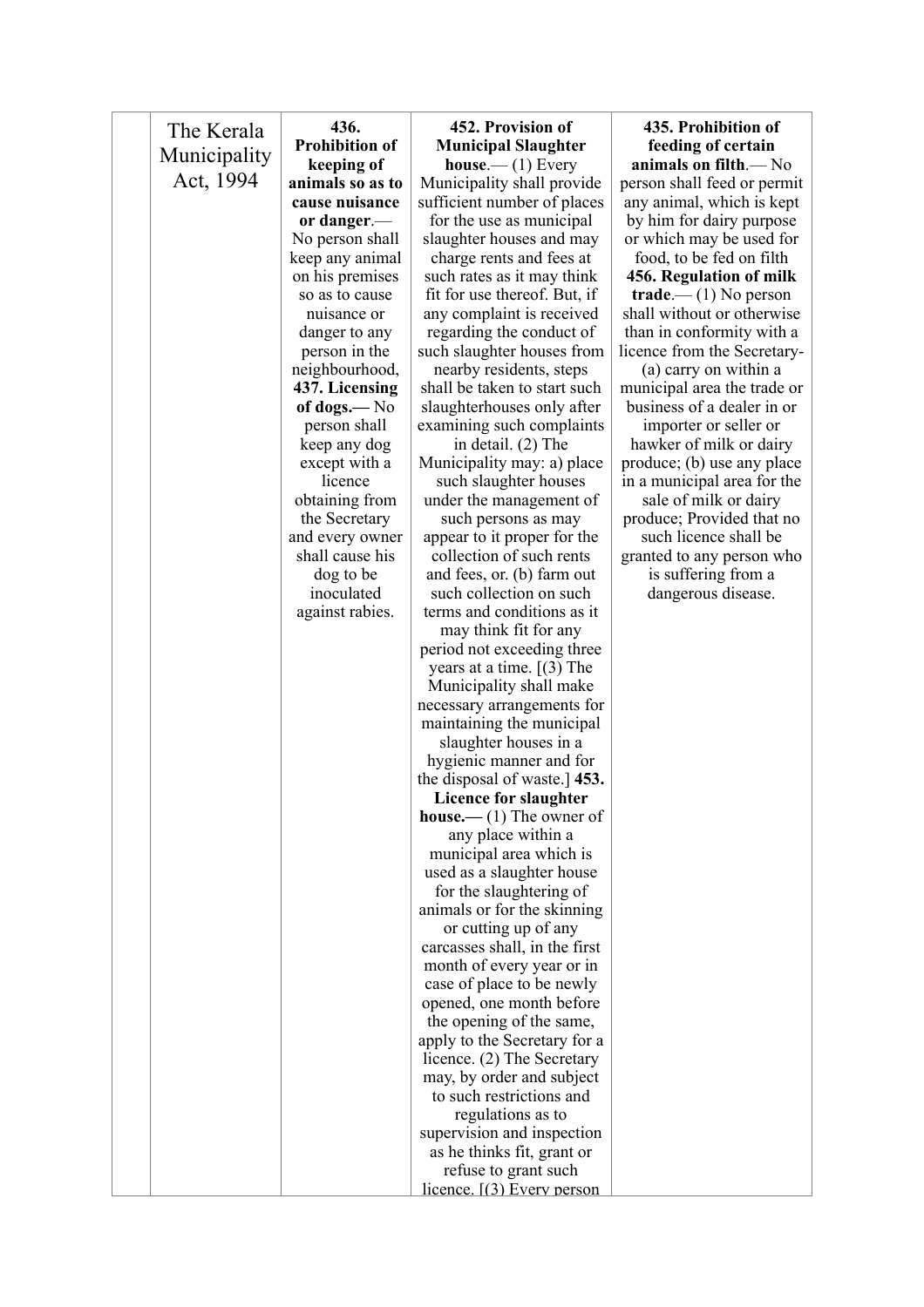|  | The Kerala Municipality Act, 1994 | **436. Prohibition of keeping of animals so as to cause nuisance or danger**.— No person shall keep any animal on his premises so as to cause nuisance or danger to any person in the neighbourhood, **437. Licensing of dogs.—** No person shall keep any dog except with a licence obtaining from the Secretary and every owner shall cause his dog to be inoculated against rabies. | **452. Provision of Municipal Slaughter house**.— (1) Every Municipality shall provide sufficient number of places for the use as municipal slaughter houses and may charge rents and fees at such rates as it may think fit for use thereof. But, if any complaint is received regarding the conduct of such slaughter houses from nearby residents, steps shall be taken to start such slaughterhouses only after examining such complaints in detail. (2) The Municipality may: a) place such slaughter houses under the management of such persons as may appear to it proper for the collection of such rents and fees, or. (b) farm out such collection on such terms and conditions as it may think fit for any period not exceeding three years at a time. [(3) The Municipality shall make necessary arrangements for maintaining the municipal slaughter houses in a hygienic manner and for the disposal of waste.] **453. Licence for slaughter house.—** (1) The owner of any place within a municipal area which is used as a slaughter house for the slaughtering of animals or for the skinning or cutting up of any carcasses shall, in the first month of every year or in case of place to be newly opened, one month before the opening of the same, apply to the Secretary for a licence. (2) The Secretary may, by order and subject to such restrictions and regulations as to supervision and inspection as he thinks fit, grant or refuse to grant such licence. [(3) Every person | **435. Prohibition of feeding of certain animals on filth**.— No person shall feed or permit any animal, which is kept by him for dairy purpose or which may be used for food, to be fed on filth **456. Regulation of milk trade**.— (1) No person shall without or otherwise than in conformity with a licence from the Secretary- (a) carry on within a municipal area the trade or business of a dealer in or importer or seller or hawker of milk or dairy produce; (b) use any place in a municipal area for the sale of milk or dairy produce; Provided that no such licence shall be granted to any person who is suffering from a dangerous disease. |
|---|---|---|---|---|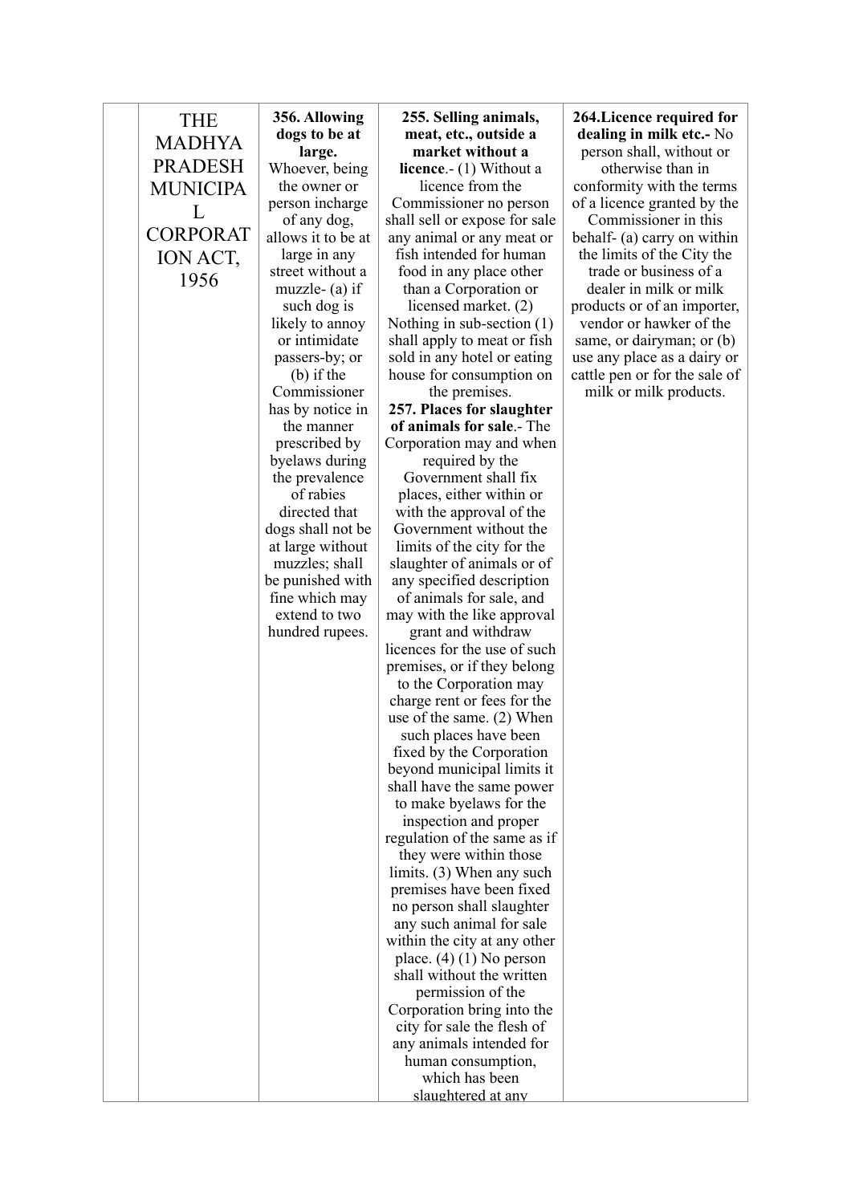|  | THE MADHYA PRADESH MUNICIPAL CORPORATION ACT, 1956 | **356. Allowing dogs to be at large.** Whoever, being the owner or person incharge of any dog, allows it to be at large in any street without a muzzle- (a) if such dog is likely to annoy or intimidate passers-by; or (b) if the Commissioner has by notice in the manner prescribed by byelaws during the prevalence of rabies directed that dogs shall not be at large without muzzles; shall be punished with fine which may extend to two hundred rupees. | **255. Selling animals, meat, etc., outside a market without a licence**.- (1) Without a licence from the Commissioner no person shall sell or expose for sale any animal or any meat or fish intended for human food in any place other than a Corporation or licensed market. (2) Nothing in sub-section (1) shall apply to meat or fish sold in any hotel or eating house for consumption on the premises. **257. Places for slaughter of animals for sale**.- The Corporation may and when required by the Government shall fix places, either within or with the approval of the Government without the limits of the city for the slaughter of animals or of any specified description of animals for sale, and may with the like approval grant and withdraw licences for the use of such premises, or if they belong to the Corporation may charge rent or fees for the use of the same. (2) When such places have been fixed by the Corporation beyond municipal limits it shall have the same power to make byelaws for the inspection and proper regulation of the same as if they were within those limits. (3) When any such premises have been fixed no person shall slaughter any such animal for sale within the city at any other place. (4) (1) No person shall without the written permission of the Corporation bring into the city for sale the flesh of any animals intended for human consumption, which has been slaughtered at any | **264.Licence required for dealing in milk etc.-** No person shall, without or otherwise than in conformity with the terms of a licence granted by the Commissioner in this behalf- (a) carry on within the limits of the City the trade or business of a dealer in milk or milk products or of an importer, vendor or hawker of the same, or dairyman; or (b) use any place as a dairy or cattle pen or for the sale of milk or milk products. |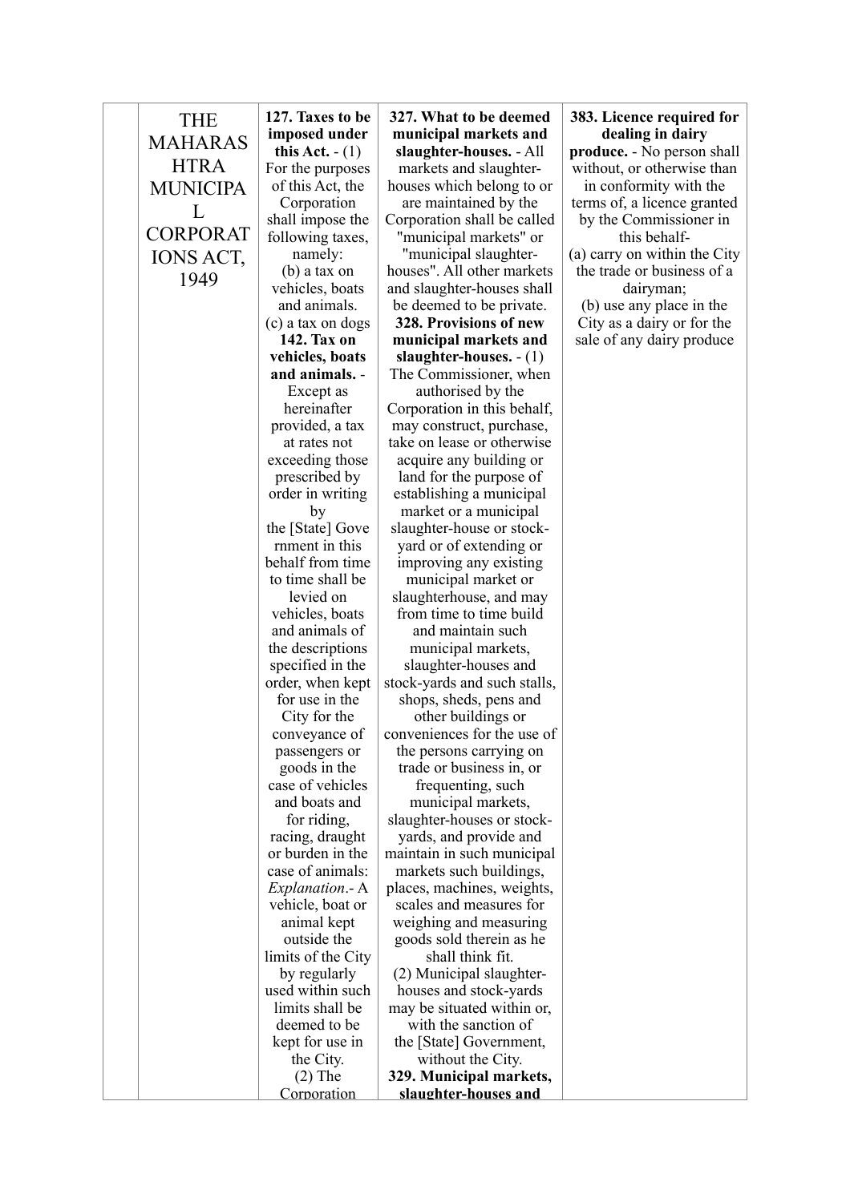| | | | | |
|---|---|---|---|---|
| | THE MAHARASHTRA MUNICIPAL CORPORATIONS ACT, 1949 | **127. Taxes to be imposed under this Act.** - (1) For the purposes of this Act, the Corporation shall impose the following taxes, namely: (b) a tax on vehicles, boats and animals. (c) a tax on dogs **142. Tax on vehicles, boats and animals.** - Except as hereinafter provided, a tax at rates not exceeding those prescribed by order in writing by the [State] Government in this behalf from time to time shall be levied on vehicles, boats and animals of the descriptions specified in the order, when kept for use in the City for the conveyance of passengers or goods in the case of vehicles and boats and for riding, racing, draught or burden in the case of animals: *Explanation*.- A vehicle, boat or animal kept outside the limits of the City by regularly used within such limits shall be deemed to be kept for use in the City. (2) The Corporation | **327. What to be deemed municipal markets and slaughter-houses.** - All markets and slaughter-houses which belong to or are maintained by the Corporation shall be called "municipal markets" or "municipal slaughter-houses". All other markets and slaughter-houses shall be deemed to be private. **328. Provisions of new municipal markets and slaughter-houses.** - (1) The Commissioner, when authorised by the Corporation in this behalf, may construct, purchase, take on lease or otherwise acquire any building or land for the purpose of establishing a municipal market or a municipal slaughter-house or stock-yard or of extending or improving any existing municipal market or slaughterhouse, and may from time to time build and maintain such municipal markets, slaughter-houses and stock-yards and such stalls, shops, sheds, pens and other buildings or conveniences for the use of the persons carrying on trade or business in, or frequenting, such municipal markets, slaughter-houses or stock-yards, and provide and maintain in such municipal markets such buildings, places, machines, weights, scales and measures for weighing and measuring goods sold therein as he shall think fit. (2) Municipal slaughter-houses and stock-yards may be situated within or, with the sanction of the [State] Government, without the City. **329. Municipal markets, slaughter-houses and** | **383. Licence required for dealing in dairy produce.** - No person shall without, or otherwise than in conformity with the terms of, a licence granted by the Commissioner in this behalf- (a) carry on within the City the trade or business of a dairyman; (b) use any place in the City as a dairy or for the sale of any dairy produce |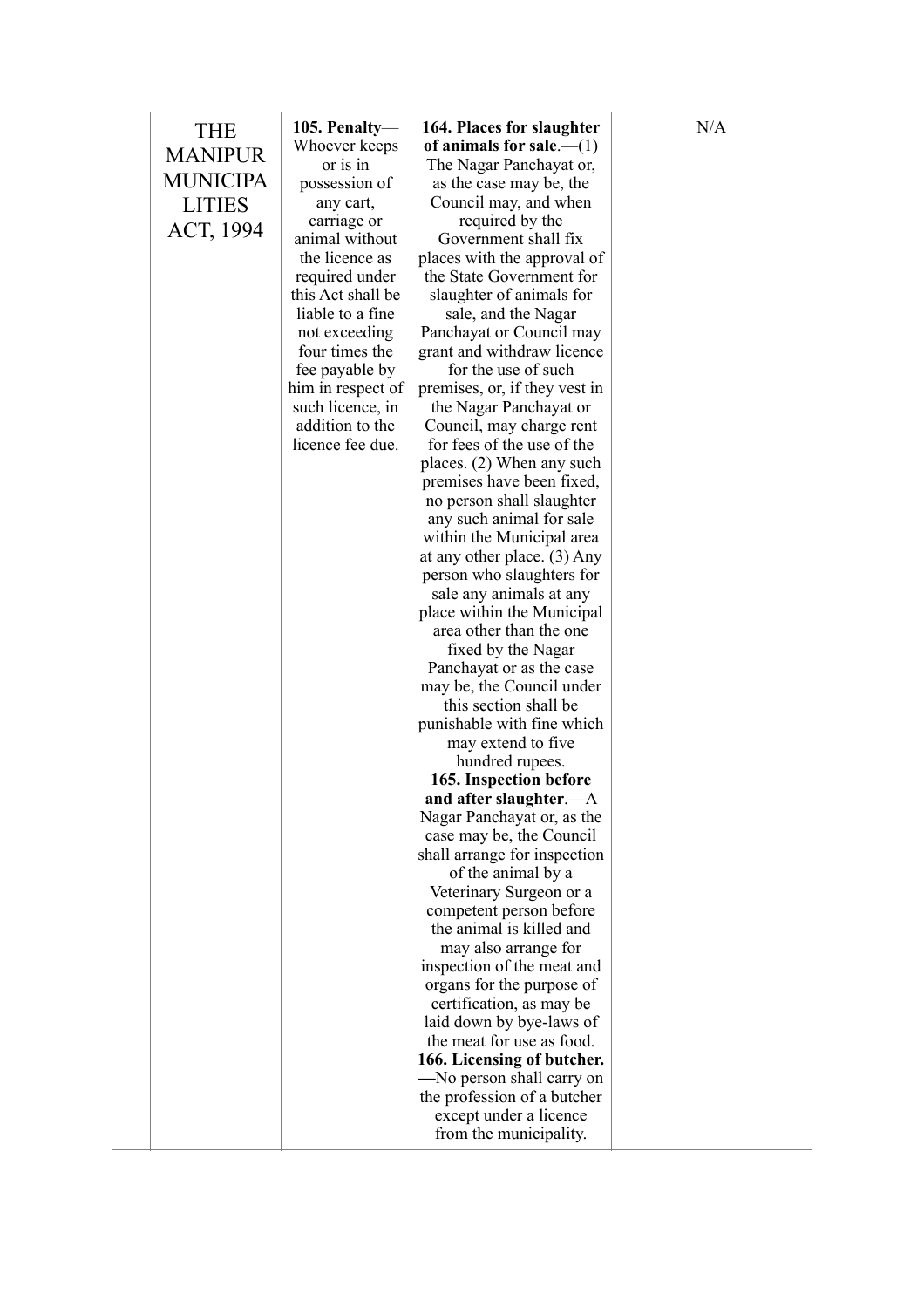| | | | | |
|---|---|---|---|---|
| | THE MANIPUR MUNICIPALITIES ACT, 1994 | **105. Penalty**— Whoever keeps or is in possession of any cart, carriage or animal without the licence as required under this Act shall be liable to a fine not exceeding four times the fee payable by him in respect of such licence, in addition to the licence fee due. | **164. Places for slaughter of animals for sale**.—(1) The Nagar Panchayat or, as the case may be, the Council may, and when required by the Government shall fix places with the approval of the State Government for slaughter of animals for sale, and the Nagar Panchayat or Council may grant and withdraw licence for the use of such premises, or, if they vest in the Nagar Panchayat or Council, may charge rent for fees of the use of the places. (2) When any such premises have been fixed, no person shall slaughter any such animal for sale within the Municipal area at any other place. (3) Any person who slaughters for sale any animals at any place within the Municipal area other than the one fixed by the Nagar Panchayat or as the case may be, the Council under this section shall be punishable with fine which may extend to five hundred rupees. **165. Inspection before and after slaughter**.—A Nagar Panchayat or, as the case may be, the Council shall arrange for inspection of the animal by a Veterinary Surgeon or a competent person before the animal is killed and may also arrange for inspection of the meat and organs for the purpose of certification, as may be laid down by bye-laws of the meat for use as food. **166. Licensing of butcher.**—No person shall carry on the profession of a butcher except under a licence from the municipality. | N/A |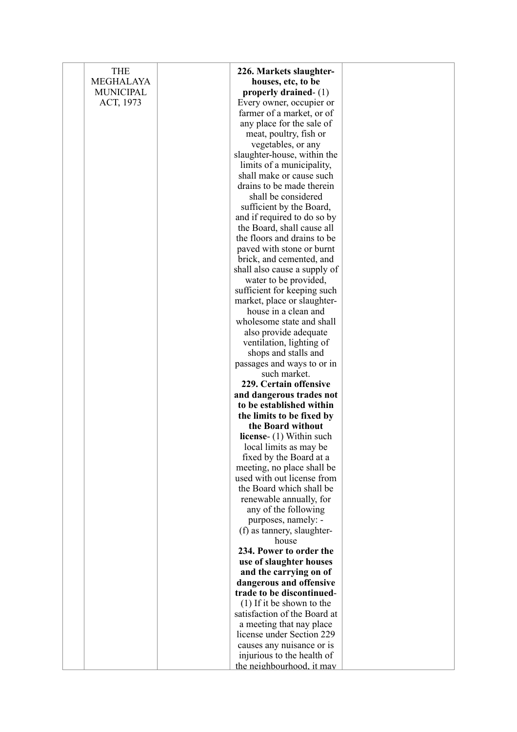|  | THE MEGHALAYA MUNICIPAL ACT, 1973 |  | **226. Markets slaughter-houses, etc, to be properly drained**- (1) Every owner, occupier or farmer of a market, or of any place for the sale of meat, poultry, fish or vegetables, or any slaughter-house, within the limits of a municipality, shall make or cause such drains to be made therein shall be considered sufficient by the Board, and if required to do so by the Board, shall cause all the floors and drains to be paved with stone or burnt brick, and cemented, and shall also cause a supply of water to be provided, sufficient for keeping such market, place or slaughter-house in a clean and wholesome state and shall also provide adequate ventilation, lighting of shops and stalls and passages and ways to or in such market.<br>**229. Certain offensive and dangerous trades not to be established within the limits to be fixed by the Board without license**- (1) Within such local limits as may be fixed by the Board at a meeting, no place shall be used with out license from the Board which shall be renewable annually, for any of the following purposes, namely: -<br>(f) as tannery, slaughter-house<br>**234. Power to order the use of slaughter houses and the carrying on of dangerous and offensive trade to be discontinued**- (1) If it be shown to the satisfaction of the Board at a meeting that nay place license under Section 229 causes any nuisance or is injurious to the health of the neighbourhood, it may |  |
|---|---|---|---|---|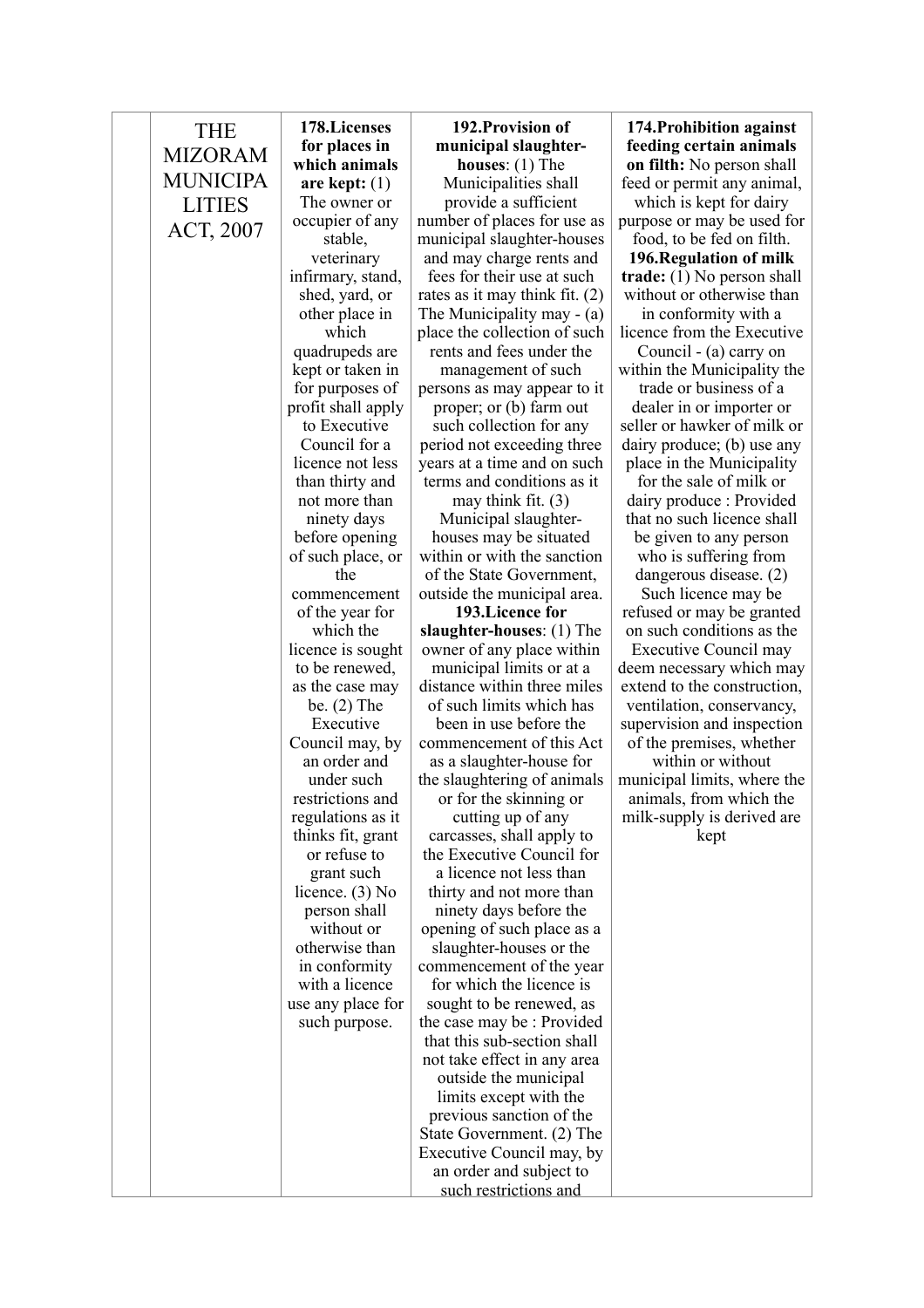|  | THE MIZORAM MUNICIPALITIES ACT, 2007 | **178.Licenses for places in which animals are kept:** (1) The owner or occupier of any stable, veterinary infirmary, stand, shed, yard, or other place in which quadrupeds are kept or taken in for purposes of profit shall apply to Executive Council for a licence not less than thirty and not more than ninety days before opening of such place, or the commencement of the year for which the licence is sought to be renewed, as the case may be. (2) The Executive Council may, by an order and under such restrictions and regulations as it thinks fit, grant or refuse to grant such licence. (3) No person shall without or otherwise than in conformity with a licence use any place for such purpose. | **192.Provision of municipal slaughter-houses**: (1) The Municipalities shall provide a sufficient number of places for use as municipal slaughter-houses and may charge rents and fees for their use at such rates as it may think fit. (2) The Municipality may - (a) place the collection of such rents and fees under the management of such persons as may appear to it proper; or (b) farm out such collection for any period not exceeding three years at a time and on such terms and conditions as it may think fit. (3) Municipal slaughter-houses may be situated within or with the sanction of the State Government, outside the municipal area. **193.Licence for slaughter-houses**: (1) The owner of any place within municipal limits or at a distance within three miles of such limits which has been in use before the commencement of this Act as a slaughter-house for the slaughtering of animals or for the skinning or cutting up of any carcasses, shall apply to the Executive Council for a licence not less than thirty and not more than ninety days before the opening of such place as a slaughter-houses or the commencement of the year for which the licence is sought to be renewed, as the case may be : Provided that this sub-section shall not take effect in any area outside the municipal limits except with the previous sanction of the State Government. (2) The Executive Council may, by an order and subject to such restrictions and | **174.Prohibition against feeding certain animals on filth:** No person shall feed or permit any animal, which is kept for dairy purpose or may be used for food, to be fed on filth. **196.Regulation of milk trade:** (1) No person shall without or otherwise than in conformity with a licence from the Executive Council - (a) carry on within the Municipality the trade or business of a dealer in or importer or seller or hawker of milk or dairy produce; (b) use any place in the Municipality for the sale of milk or dairy produce : Provided that no such licence shall be given to any person who is suffering from dangerous disease. (2) Such licence may be refused or may be granted on such conditions as the Executive Council may deem necessary which may extend to the construction, ventilation, conservancy, supervision and inspection of the premises, whether within or without municipal limits, where the animals, from which the milk-supply is derived are kept |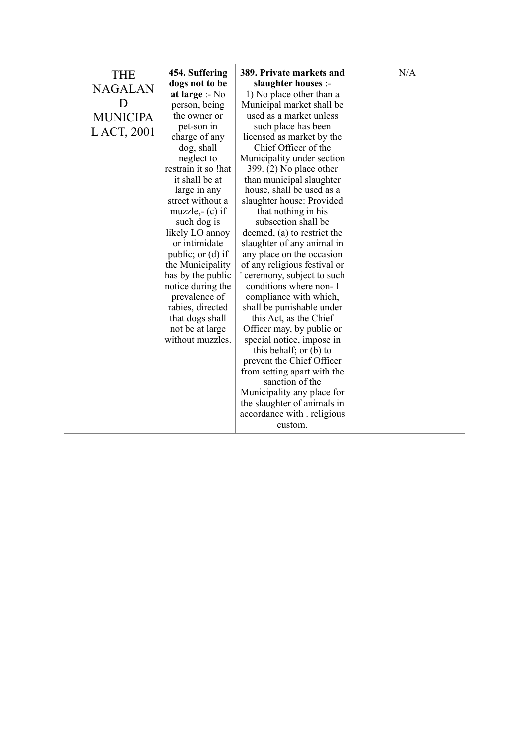|  | THE NAGALAND MUNICIPAL ACT, 2001 | **454. Suffering dogs not to be at large** :- No person, being the owner or pet-son in charge of any dog, shall neglect to restrain it so !hat it shall be at large in any street without a muzzle,- (c) if such dog is likely LO annoy or intimidate public; or (d) if the Municipality has by the public notice during the prevalence of rabies, directed that dogs shall not be at large without muzzles. | **389. Private markets and slaughter houses** :- 1) No place other than a Municipal market shall be used as a market unless such place has been licensed as market by the Chief Officer of the Municipality under section 399. (2) No place other than municipal slaughter house, shall be used as a slaughter house: Provided that nothing in his subsection shall be deemed, (a) to restrict the slaughter of any animal in any place on the occasion of any religious festival or ' ceremony, subject to such conditions where non- I compliance with which, shall be punishable under this Act, as the Chief Officer may, by public or special notice, impose in this behalf; or (b) to prevent the Chief Officer from setting apart with the sanction of the Municipality any place for the slaughter of animals in accordance with . religious custom. | N/A |
|---|---|---|---|---|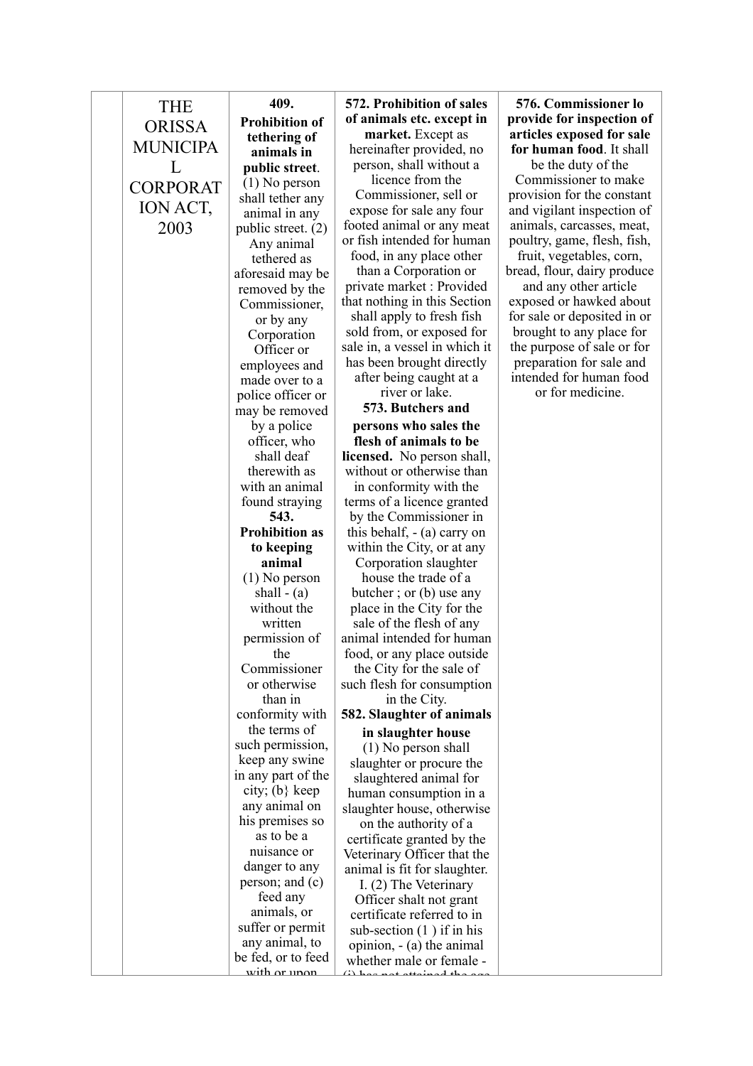| | THE ORISSA MUNICIPAL CORPORATION ACT, 2003 | **409. Prohibition of tethering of animals in public street**. (1) No person shall tether any animal in any public street. (2) Any animal tethered as aforesaid may be removed by the Commissioner, or by any Corporation Officer or employees and made over to a police officer or may be removed by a police officer, who shall deaf therewith as with an animal found straying **543. Prohibition as to keeping animal** (1) No person shall - (a) without the written permission of the Commissioner or otherwise than in conformity with the terms of such permission, keep any swine in any part of the city; (b} keep any animal on his premises so as to be a nuisance or danger to any person; and (c) feed any animals, or suffer or permit any animal, to be fed, or to feed with or upon | **572. Prohibition of sales of animals etc. except in market.** Except as hereinafter provided, no person, shall without a licence from the Commissioner, sell or expose for sale any four footed animal or any meat or fish intended for human food, in any place other than a Corporation or private market : Provided that nothing in this Section shall apply to fresh fish sold from, or exposed for sale in, a vessel in which it has been brought directly after being caught at a river or lake. **573. Butchers and persons who sales the flesh of animals to be licensed.** No person shall, without or otherwise than in conformity with the terms of a licence granted by the Commissioner in this behalf, - (a) carry on within the City, or at any Corporation slaughter house the trade of a butcher ; or (b) use any place in the City for the sale of the flesh of any animal intended for human food, or any place outside the City for the sale of such flesh for consumption in the City. **582. Slaughter of animals in slaughter house** (1) No person shall slaughter or procure the slaughtered animal for human consumption in a slaughter house, otherwise on the authority of a certificate granted by the Veterinary Officer that the animal is fit for slaughter. I. (2) The Veterinary Officer shalt not grant certificate referred to in sub-section (1 ) if in his opinion, - (a) the animal whether male or female - (i) has not attained the age | **576. Commissioner lo provide for inspection of articles exposed for sale for human food**. It shall be the duty of the Commissioner to make provision for the constant and vigilant inspection of animals, carcasses, meat, poultry, game, flesh, fish, fruit, vegetables, corn, bread, flour, dairy produce and any other article exposed or hawked about for sale or deposited in or brought to any place for the purpose of sale or for preparation for sale and intended for human food or for medicine. |
|---|---|---|---|---|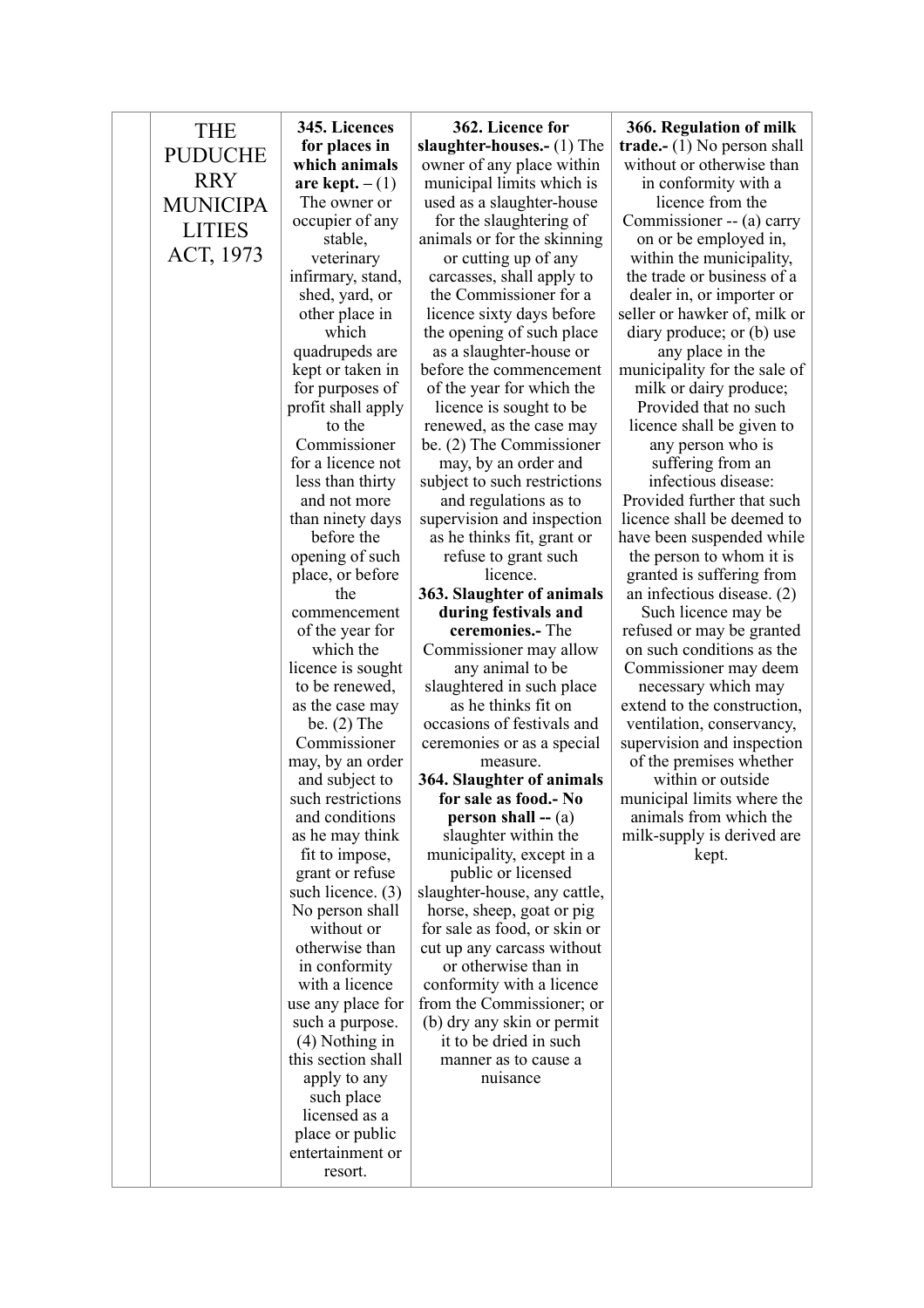| | THE PUDUCHERRY MUNICIPALITIES ACT, 1973 | **345. Licences for places in which animals are kept. –** (1) The owner or occupier of any stable, veterinary infirmary, stand, shed, yard, or other place in which quadrupeds are kept or taken in for purposes of profit shall apply to the Commissioner for a licence not less than thirty and not more than ninety days before the opening of such place, or before the commencement of the year for which the licence is sought to be renewed, as the case may be. (2) The Commissioner may, by an order and subject to such restrictions and conditions as he may think fit to impose, grant or refuse such licence. (3) No person shall without or otherwise than in conformity with a licence use any place for such a purpose. (4) Nothing in this section shall apply to any such place licensed as a place or public entertainment or resort. | **362. Licence for slaughter-houses.-** (1) The owner of any place within municipal limits which is used as a slaughter-house for the slaughtering of animals or for the skinning or cutting up of any carcasses, shall apply to the Commissioner for a licence sixty days before the opening of such place as a slaughter-house or before the commencement of the year for which the licence is sought to be renewed, as the case may be. (2) The Commissioner may, by an order and subject to such restrictions and regulations as to supervision and inspection as he thinks fit, grant or refuse to grant such licence. **363. Slaughter of animals during festivals and ceremonies.-** The Commissioner may allow any animal to be slaughtered in such place as he thinks fit on occasions of festivals and ceremonies or as a special measure. **364. Slaughter of animals for sale as food.- No person shall --** (a) slaughter within the municipality, except in a public or licensed slaughter-house, any cattle, horse, sheep, goat or pig for sale as food, or skin or cut up any carcass without or otherwise than in conformity with a licence from the Commissioner; or (b) dry any skin or permit it to be dried in such manner as to cause a nuisance | **366. Regulation of milk trade.-** (1) No person shall without or otherwise than in conformity with a licence from the Commissioner -- (a) carry on or be employed in, within the municipality, the trade or business of a dealer in, or importer or seller or hawker of, milk or diary produce; or (b) use any place in the municipality for the sale of milk or dairy produce; Provided that no such licence shall be given to any person who is suffering from an infectious disease: Provided further that such licence shall be deemed to have been suspended while the person to whom it is granted is suffering from an infectious disease. (2) Such licence may be refused or may be granted on such conditions as the Commissioner may deem necessary which may extend to the construction, ventilation, conservancy, supervision and inspection of the premises whether within or outside municipal limits where the animals from which the milk-supply is derived are kept. |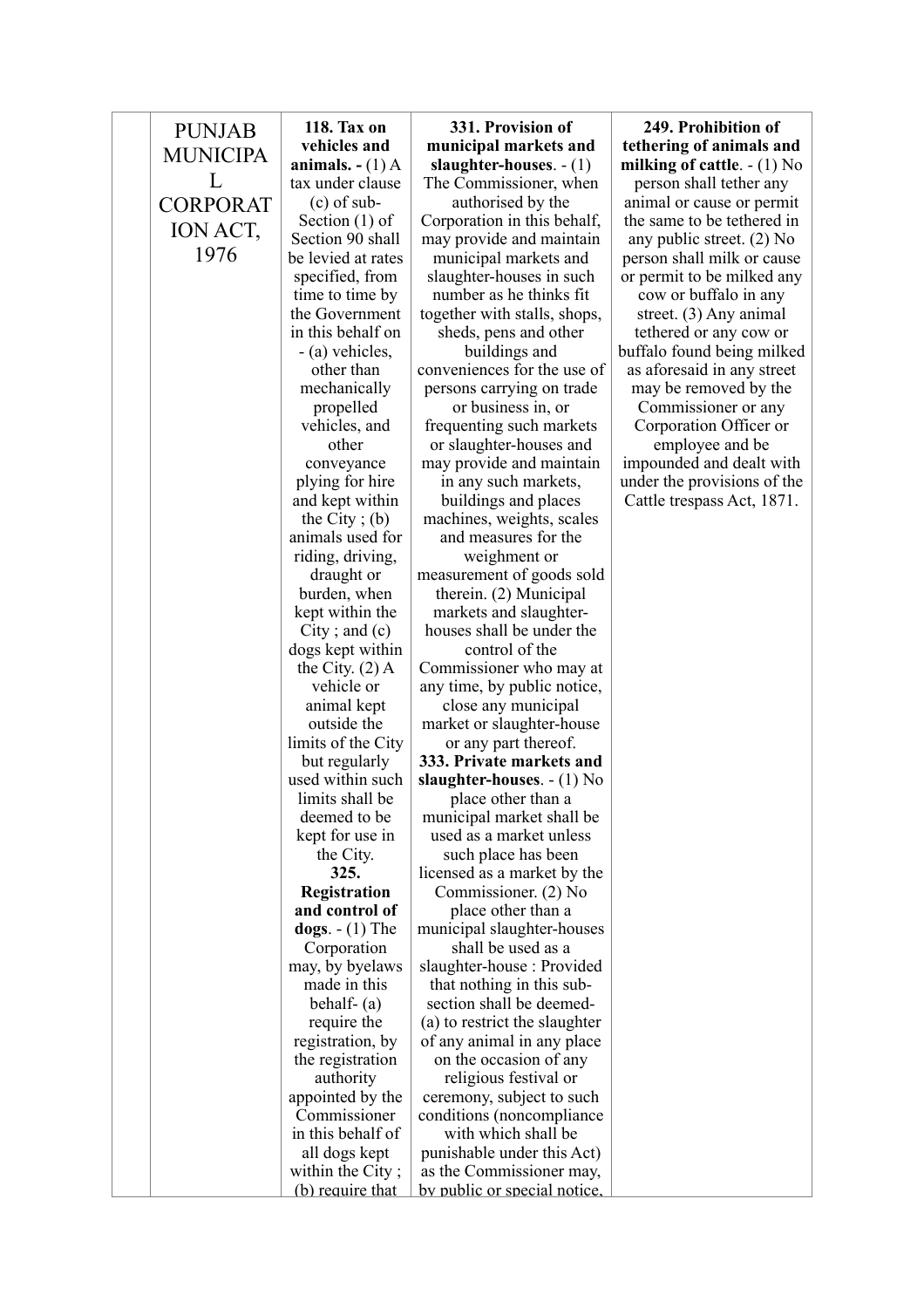| | | | | |
|---|---|---|---|---|
| | PUNJAB MUNICIPAL CORPORATION ACT, 1976 | **118. Tax on vehicles and animals. -** (1) A tax under clause (c) of sub-Section (1) of Section 90 shall be levied at rates specified, from time to time by the Government in this behalf on - (a) vehicles, other than mechanically propelled vehicles, and other conveyance plying for hire and kept within the City ; (b) animals used for riding, driving, draught or burden, when kept within the City ; and (c) dogs kept within the City. (2) A vehicle or animal kept outside the limits of the City but regularly used within such limits shall be deemed to be kept for use in the City. **325. Registration and control of dogs**. - (1) The Corporation may, by byelaws made in this behalf- (a) require the registration, by the registration authority appointed by the Commissioner in this behalf of all dogs kept within the City ; (b) require that | **331. Provision of municipal markets and slaughter-houses**. - (1) The Commissioner, when authorised by the Corporation in this behalf, may provide and maintain municipal markets and slaughter-houses in such number as he thinks fit together with stalls, shops, sheds, pens and other buildings and conveniences for the use of persons carrying on trade or business in, or frequenting such markets or slaughter-houses and may provide and maintain in any such markets, buildings and places machines, weights, scales and measures for the weighment or measurement of goods sold therein. (2) Municipal markets and slaughter-houses shall be under the control of the Commissioner who may at any time, by public notice, close any municipal market or slaughter-house or any part thereof. **333. Private markets and slaughter-houses**. - (1) No place other than a municipal market shall be used as a market unless such place has been licensed as a market by the Commissioner. (2) No place other than a municipal slaughter-houses shall be used as a slaughter-house : Provided that nothing in this sub-section shall be deemed- (a) to restrict the slaughter of any animal in any place on the occasion of any religious festival or ceremony, subject to such conditions (noncompliance with which shall be punishable under this Act) as the Commissioner may, by public or special notice, | **249. Prohibition of tethering of animals and milking of cattle**. - (1) No person shall tether any animal or cause or permit the same to be tethered in any public street. (2) No person shall milk or cause or permit to be milked any cow or buffalo in any street. (3) Any animal tethered or any cow or buffalo found being milked as aforesaid in any street may be removed by the Commissioner or any Corporation Officer or employee and be impounded and dealt with under the provisions of the Cattle trespass Act, 1871. |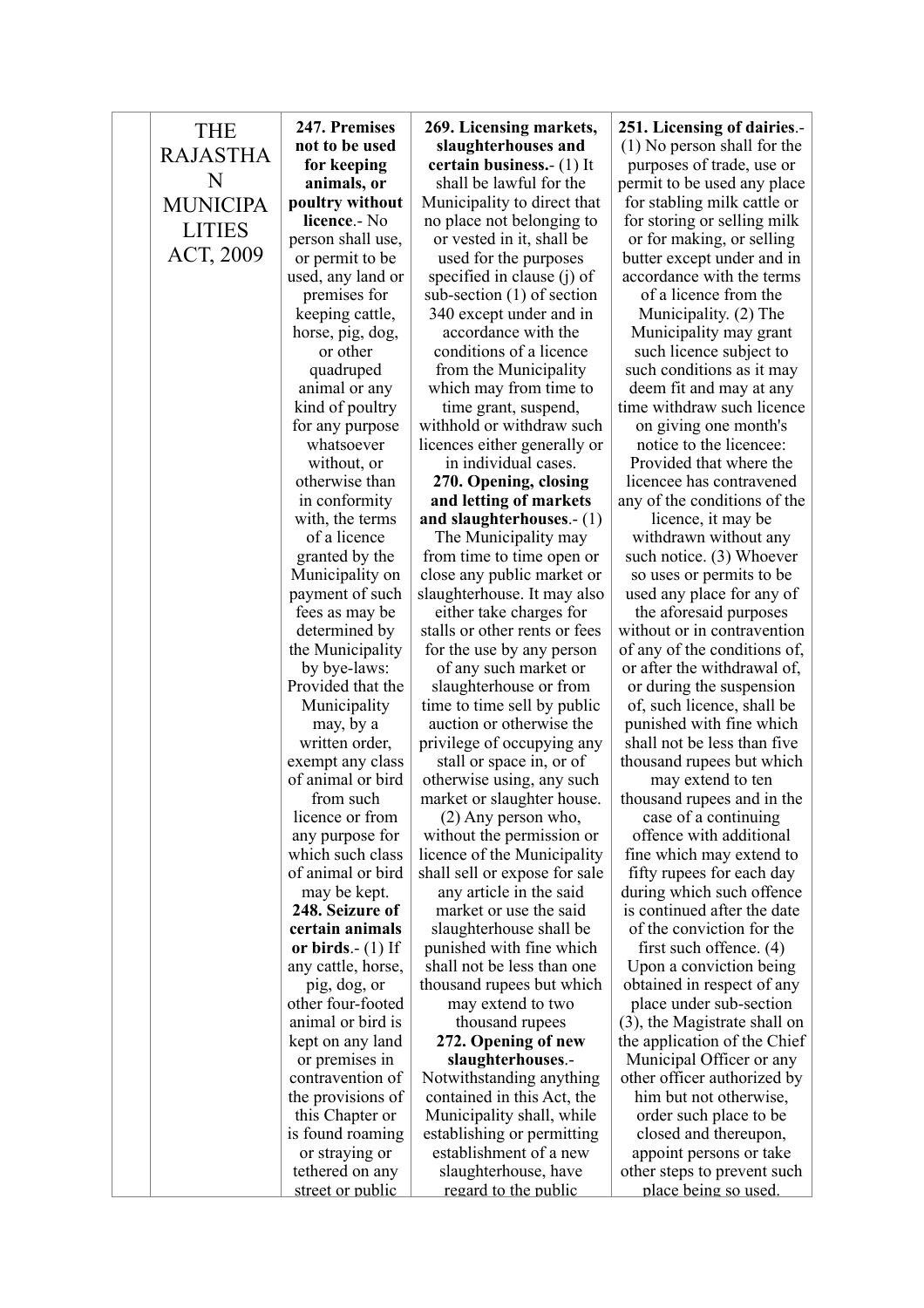| | | | | |
|---|---|---|---|---|
| | THE RAJASTHAN MUNICIPALITIES ACT, 2009 | **247. Premises not to be used for keeping animals, or poultry without licence**.- No person shall use, or permit to be used, any land or premises for keeping cattle, horse, pig, dog, or other quadruped animal or any kind of poultry for any purpose whatsoever without, or otherwise than in conformity with, the terms of a licence granted by the Municipality on payment of such fees as may be determined by the Municipality by bye-laws: Provided that the Municipality may, by a written order, exempt any class of animal or bird from such licence or from any purpose for which such class of animal or bird may be kept. **248. Seizure of certain animals or birds**.- (1) If any cattle, horse, pig, dog, or other four-footed animal or bird is kept on any land or premises in contravention of the provisions of this Chapter or is found roaming or straying or tethered on any street or public | **269. Licensing markets, slaughterhouses and certain business.**- (1) It shall be lawful for the Municipality to direct that no place not belonging to or vested in it, shall be used for the purposes specified in clause (j) of sub-section (1) of section 340 except under and in accordance with the conditions of a licence from the Municipality which may from time to time grant, suspend, withhold or withdraw such licences either generally or in individual cases. **270. Opening, closing and letting of markets and slaughterhouses**.- (1) The Municipality may from time to time open or close any public market or slaughterhouse. It may also either take charges for stalls or other rents or fees for the use by any person of any such market or slaughterhouse or from time to time sell by public auction or otherwise the privilege of occupying any stall or space in, or of otherwise using, any such market or slaughter house. (2) Any person who, without the permission or licence of the Municipality shall sell or expose for sale any article in the said market or use the said slaughterhouse shall be punished with fine which shall not be less than one thousand rupees but which may extend to two thousand rupees **272. Opening of new slaughterhouses**.- Notwithstanding anything contained in this Act, the Municipality shall, while establishing or permitting establishment of a new slaughterhouse, have regard to the public | **251. Licensing of dairies**.- (1) No person shall for the purposes of trade, use or permit to be used any place for stabling milk cattle or for storing or selling milk or for making, or selling butter except under and in accordance with the terms of a licence from the Municipality. (2) The Municipality may grant such licence subject to such conditions as it may deem fit and may at any time withdraw such licence on giving one month's notice to the licencee: Provided that where the licencee has contravened any of the conditions of the licence, it may be withdrawn without any such notice. (3) Whoever so uses or permits to be used any place for any of the aforesaid purposes without or in contravention of any of the conditions of, or after the withdrawal of, or during the suspension of, such licence, shall be punished with fine which shall not be less than five thousand rupees but which may extend to ten thousand rupees and in the case of a continuing offence with additional fine which may extend to fifty rupees for each day during which such offence is continued after the date of the conviction for the first such offence. (4) Upon a conviction being obtained in respect of any place under sub-section (3), the Magistrate shall on the application of the Chief Municipal Officer or any other officer authorized by him but not otherwise, order such place to be closed and thereupon, appoint persons or take other steps to prevent such place being so used. |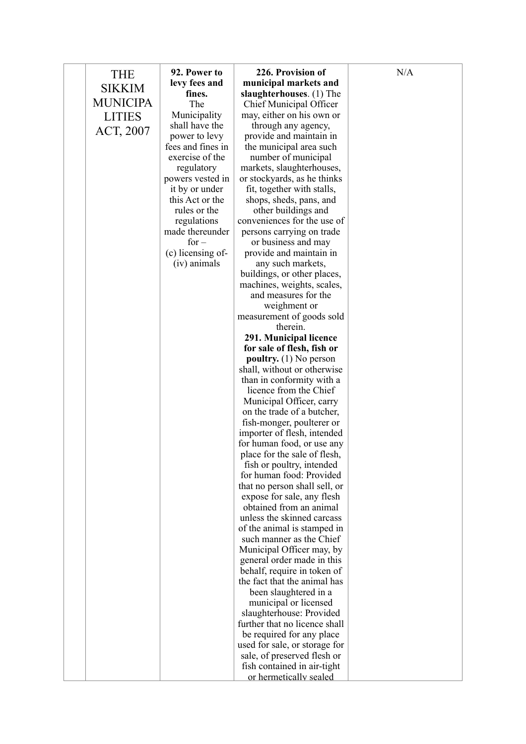|  | THE SIKKIM MUNICIPALITIES ACT, 2007 | **92. Power to levy fees and fines.** The Municipality shall have the power to levy fees and fines in exercise of the regulatory powers vested in it by or under this Act or the rules or the regulations made thereunder for – (c) licensing of- (iv) animals | **226. Provision of municipal markets and slaughterhouses**. (1) The Chief Municipal Officer may, either on his own or through any agency, provide and maintain in the municipal area such number of municipal markets, slaughterhouses, or stockyards, as he thinks fit, together with stalls, shops, sheds, pans, and other buildings and conveniences for the use of persons carrying on trade or business and may provide and maintain in any such markets, buildings, or other places, machines, weights, scales, and measures for the weighment or measurement of goods sold therein. **291. Municipal licence for sale of flesh, fish or poultry.** (1) No person shall, without or otherwise than in conformity with a licence from the Chief Municipal Officer, carry on the trade of a butcher, fish-monger, poulterer or importer of flesh, intended for human food, or use any place for the sale of flesh, fish or poultry, intended for human food: Provided that no person shall sell, or expose for sale, any flesh obtained from an animal unless the skinned carcass of the animal is stamped in such manner as the Chief Municipal Officer may, by general order made in this behalf, require in token of the fact that the animal has been slaughtered in a municipal or licensed slaughterhouse: Provided further that no licence shall be required for any place used for sale, or storage for sale, of preserved flesh or fish contained in air-tight or hermetically sealed | N/A |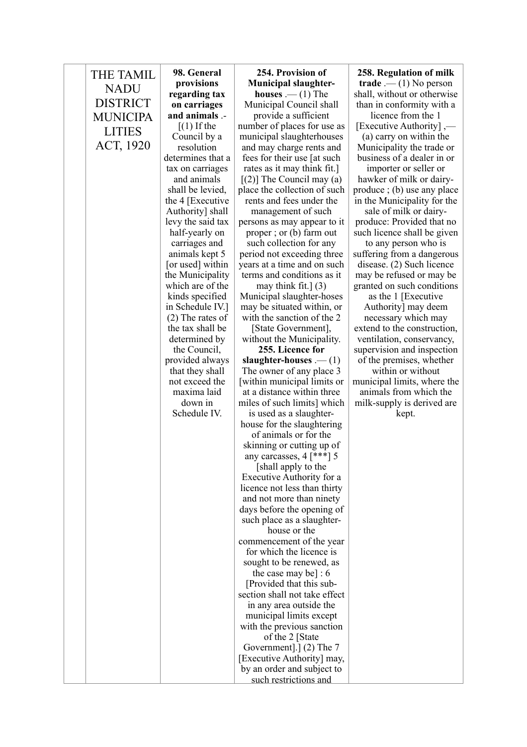|  | THE TAMIL NADU DISTRICT MUNICIPALITIES ACT, 1920 | **98. General provisions regarding tax on carriages and animals** .- [(1) If the Council by a resolution determines that a tax on carriages and animals shall be levied, the 4 [Executive Authority] shall levy the said tax half-yearly on carriages and animals kept 5 [or used] within the Municipality which are of the kinds specified in Schedule IV.] (2) The rates of the tax shall be determined by the Council, provided always that they shall not exceed the maxima laid down in Schedule IV. | **254. Provision of Municipal slaughter-houses** .— (1) The Municipal Council shall provide a sufficient number of places for use as municipal slaughterhouses and may charge rents and fees for their use [at such rates as it may think fit.] [(2)] The Council may (a) place the collection of such rents and fees under the management of such persons as may appear to it proper ; or (b) farm out such collection for any period not exceeding three years at a time and on such terms and conditions as it may think fit.] (3) Municipal slaughter-hoses may be situated within, or with the sanction of the 2 [State Government], without the Municipality. **255. Licence for slaughter-houses** .— (1) The owner of any place 3 [within municipal limits or at a distance within three miles of such limits] which is used as a slaughter-house for the slaughtering of animals or for the skinning or cutting up of any carcasses, 4 [***] 5 [shall apply to the Executive Authority for a licence not less than thirty and not more than ninety days before the opening of such place as a slaughter-house or the commencement of the year for which the licence is sought to be renewed, as the case may be] : 6 [Provided that this sub-section shall not take effect in any area outside the municipal limits except with the previous sanction of the 2 [State Government].] (2) The 7 [Executive Authority] may, by an order and subject to such restrictions and | **258. Regulation of milk trade** .— (1) No person shall, without or otherwise than in conformity with a licence from the 1 [Executive Authority] ,— (a) carry on within the Municipality the trade or business of a dealer in or importer or seller or hawker of milk or dairy-produce ; (b) use any place in the Municipality for the sale of milk or dairy-produce: Provided that no such licence shall be given to any person who is suffering from a dangerous disease. (2) Such licence may be refused or may be granted on such conditions as the 1 [Executive Authority] may deem necessary which may extend to the construction, ventilation, conservancy, supervision and inspection of the premises, whether within or without municipal limits, where the animals from which the milk-supply is derived are kept. |
|---|---|---|---|---|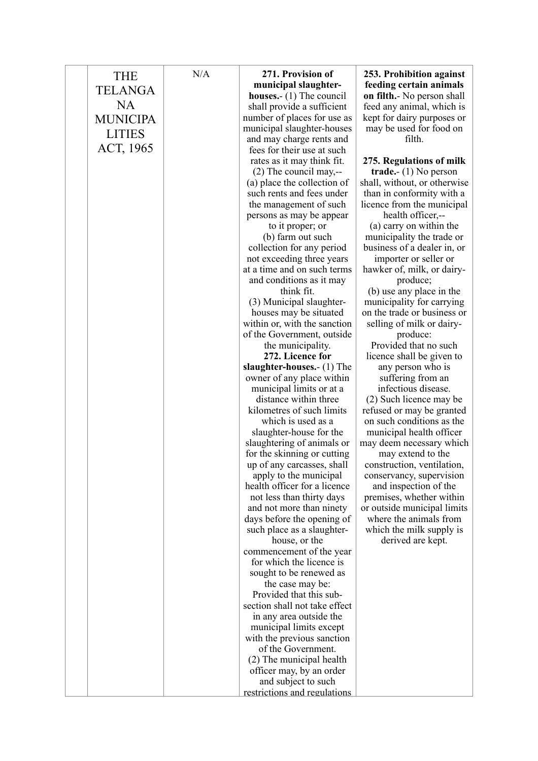| | | | | |
|---|---|---|---|---|
| | THE TELANGANA MUNICIPALITIES ACT, 1965 | N/A | **271. Provision of municipal slaughter-houses.**- (1) The council shall provide a sufficient number of places for use as municipal slaughter-houses and may charge rents and fees for their use at such rates as it may think fit.<br>(2) The council may,--<br>(a) place the collection of such rents and fees under the management of such persons as may be appear to it proper; or<br>(b) farm out such collection for any period not exceeding three years at a time and on such terms and conditions as it may think fit.<br>(3) Municipal slaughter-houses may be situated within or, with the sanction of the Government, outside the municipality.<br>**272. Licence for slaughter-houses.**- (1) The owner of any place within municipal limits or at a distance within three kilometres of such limits which is used as a slaughter-house for the slaughtering of animals or for the skinning or cutting up of any carcasses, shall apply to the municipal health officer for a licence not less than thirty days and not more than ninety days before the opening of such place as a slaughter-house, or the commencement of the year for which the licence is sought to be renewed as the case may be:<br>Provided that this sub-section shall not take effect in any area outside the municipal limits except with the previous sanction of the Government.<br>(2) The municipal health officer may, by an order and subject to such restrictions and regulations | **253. Prohibition against feeding certain animals on filth.**- No person shall feed any animal, which is kept for dairy purposes or may be used for food on filth.<br><br>**275. Regulations of milk trade.**- (1) No person shall, without, or otherwise than in conformity with a licence from the municipal health officer,--<br>(a) carry on within the municipality the trade or business of a dealer in, or importer or seller or hawker of, milk, or dairy-produce;<br>(b) use any place in the municipality for carrying on the trade or business or selling of milk or dairy-produce:<br>Provided that no such licence shall be given to any person who is suffering from an infectious disease.<br>(2) Such licence may be refused or may be granted on such conditions as the municipal health officer may deem necessary which may extend to the construction, ventilation, conservancy, supervision and inspection of the premises, whether within or outside municipal limits where the animals from which the milk supply is derived are kept. |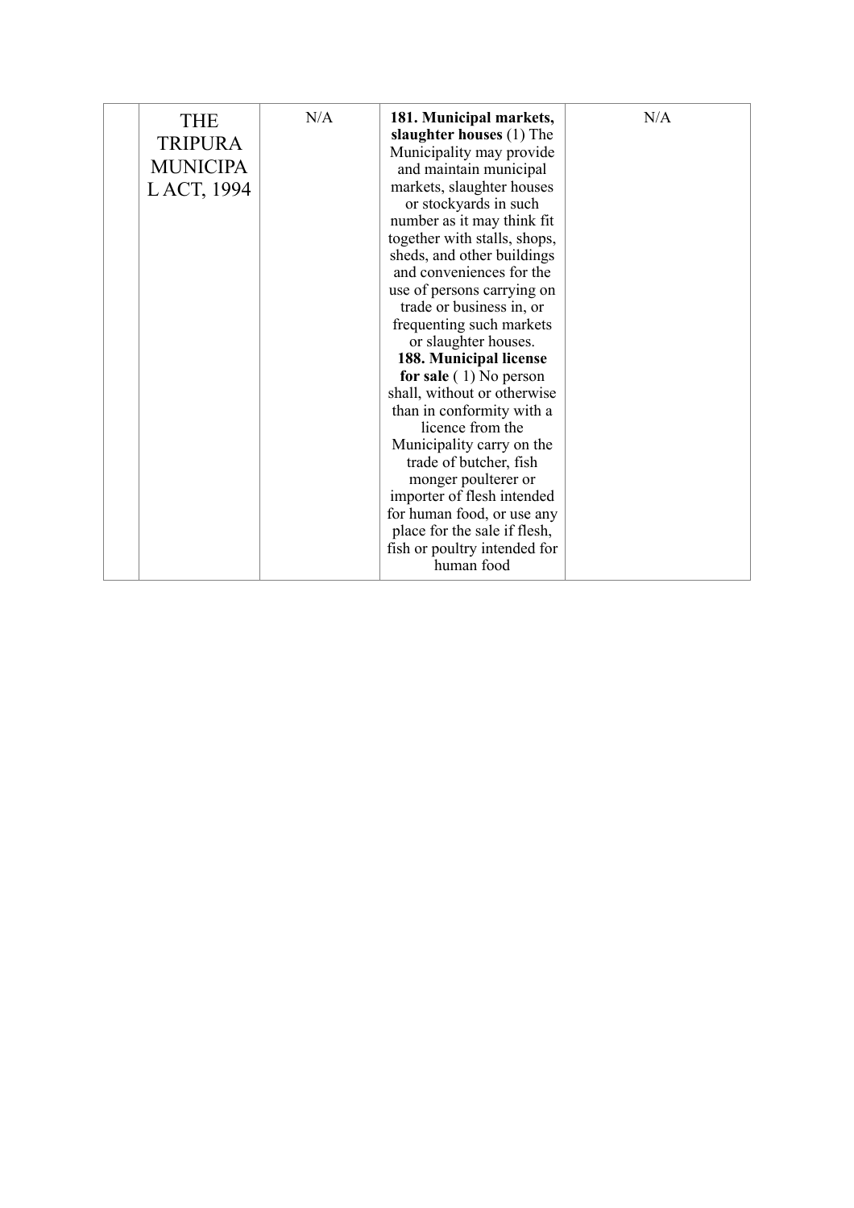|  | THE TRIPURA MUNICIPAL ACT, 1994 | N/A | **181. Municipal markets, slaughter houses** (1) The Municipality may provide and maintain municipal markets, slaughter houses or stockyards in such number as it may think fit together with stalls, shops, sheds, and other buildings and conveniences for the use of persons carrying on trade or business in, or frequenting such markets or slaughter houses. **188. Municipal license for sale** ( 1) No person shall, without or otherwise than in conformity with a licence from the Municipality carry on the trade of butcher, fish monger poulterer or importer of flesh intended for human food, or use any place for the sale if flesh, fish or poultry intended for human food | N/A |
|---|---|---|---|---|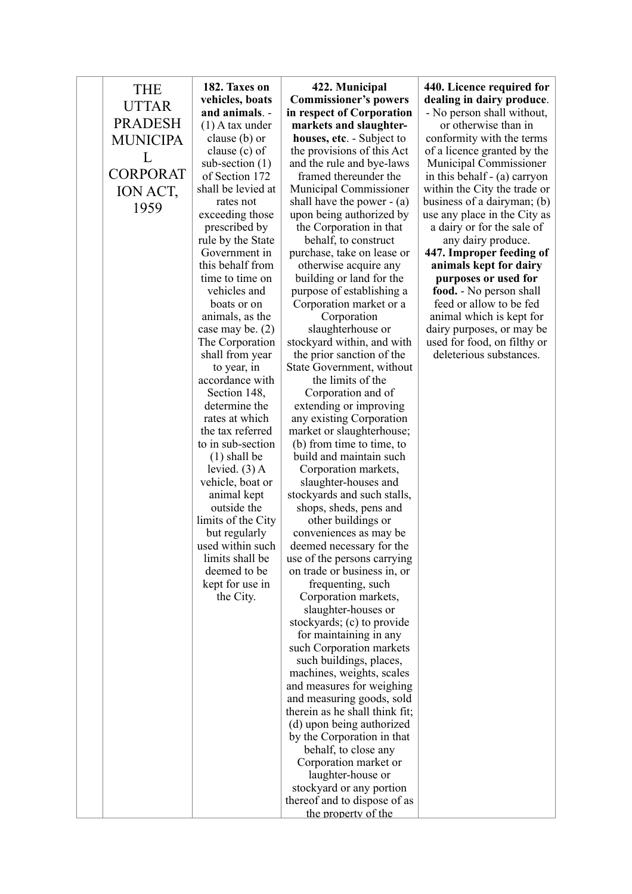|  | THE UTTAR PRADESH MUNICIPAL CORPORATION ACT, 1959 | **182. Taxes on vehicles, boats and animals**. - (1) A tax under clause (b) or clause (c) of sub-section (1) of Section 172 shall be levied at rates not exceeding those prescribed by rule by the State Government in this behalf from time to time on vehicles and boats or on animals, as the case may be. (2) The Corporation shall from year to year, in accordance with Section 148, determine the rates at which the tax referred to in sub-section (1) shall be levied. (3) A vehicle, boat or animal kept outside the limits of the City but regularly used within such limits shall be deemed to be kept for use in the City. | **422. Municipal Commissioner's powers in respect of Corporation markets and slaughter-houses, etc**. - Subject to the provisions of this Act and the rule and bye-laws framed thereunder the Municipal Commissioner shall have the power - (a) upon being authorized by the Corporation in that behalf, to construct purchase, take on lease or otherwise acquire any building or land for the purpose of establishing a Corporation market or a Corporation slaughterhouse or stockyard within, and with the prior sanction of the State Government, without the limits of the Corporation and of extending or improving any existing Corporation market or slaughterhouse; (b) from time to time, to build and maintain such Corporation markets, slaughter-houses and stockyards and such stalls, shops, sheds, pens and other buildings or conveniences as may be deemed necessary for the use of the persons carrying on trade or business in, or frequenting, such Corporation markets, slaughter-houses or stockyards; (c) to provide for maintaining in any such Corporation markets such buildings, places, machines, weights, scales and measures for weighing and measuring goods, sold therein as he shall think fit; (d) upon being authorized by the Corporation in that behalf, to close any Corporation market or laughter-house or stockyard or any portion thereof and to dispose of as the property of the | **440. Licence required for dealing in dairy produce**. - No person shall without, or otherwise than in conformity with the terms of a licence granted by the Municipal Commissioner in this behalf - (a) carryon within the City the trade or business of a dairyman; (b) use any place in the City as a dairy or for the sale of any dairy produce. **447. Improper feeding of animals kept for dairy purposes or used for food.** - No person shall feed or allow to be fed animal which is kept for dairy purposes, or may be used for food, on filthy or deleterious substances. |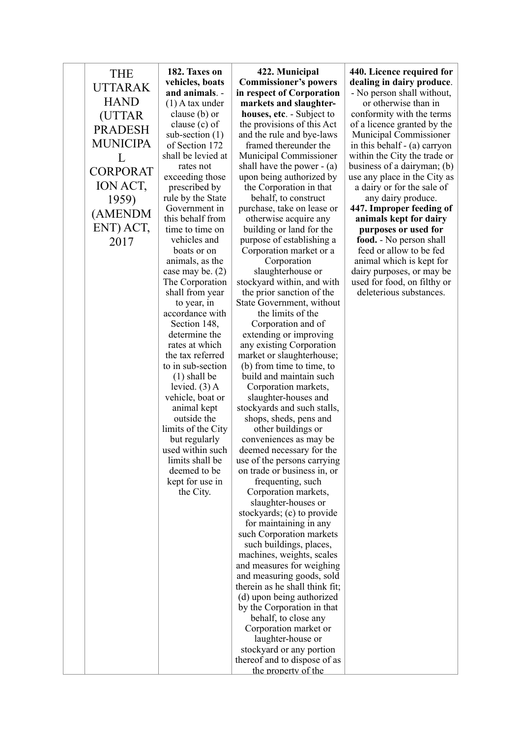|  | THE UTTARAKHAND (UTTAR PRADESH MUNICIPAL CORPORATION ACT, 1959) (AMENDMENT) ACT, 2017 | **182. Taxes on vehicles, boats and animals**. - (1) A tax under clause (b) or clause (c) of sub-section (1) of Section 172 shall be levied at rates not exceeding those prescribed by rule by the State Government in this behalf from time to time on vehicles and boats or on animals, as the case may be. (2) The Corporation shall from year to year, in accordance with Section 148, determine the rates at which the tax referred to in sub-section (1) shall be levied. (3) A vehicle, boat or animal kept outside the limits of the City but regularly used within such limits shall be deemed to be kept for use in the City. | **422. Municipal Commissioner's powers in respect of Corporation markets and slaughter-houses, etc**. - Subject to the provisions of this Act and the rule and bye-laws framed thereunder the Municipal Commissioner shall have the power - (a) upon being authorized by the Corporation in that behalf, to construct purchase, take on lease or otherwise acquire any building or land for the purpose of establishing a Corporation market or a Corporation slaughterhouse or stockyard within, and with the prior sanction of the State Government, without the limits of the Corporation and of extending or improving any existing Corporation market or slaughterhouse; (b) from time to time, to build and maintain such Corporation markets, slaughter-houses and stockyards and such stalls, shops, sheds, pens and other buildings or conveniences as may be deemed necessary for the use of the persons carrying on trade or business in, or frequenting, such Corporation markets, slaughter-houses or stockyards; (c) to provide for maintaining in any such Corporation markets such buildings, places, machines, weights, scales and measures for weighing and measuring goods, sold therein as he shall think fit; (d) upon being authorized by the Corporation in that behalf, to close any Corporation market or laughter-house or stockyard or any portion thereof and to dispose of as the property of the | **440. Licence required for dealing in dairy produce**. - No person shall without, or otherwise than in conformity with the terms of a licence granted by the Municipal Commissioner in this behalf - (a) carryon within the City the trade or business of a dairyman; (b) use any place in the City as a dairy or for the sale of any dairy produce. **447. Improper feeding of animals kept for dairy purposes or used for food.** - No person shall feed or allow to be fed animal which is kept for dairy purposes, or may be used for food, on filthy or deleterious substances. |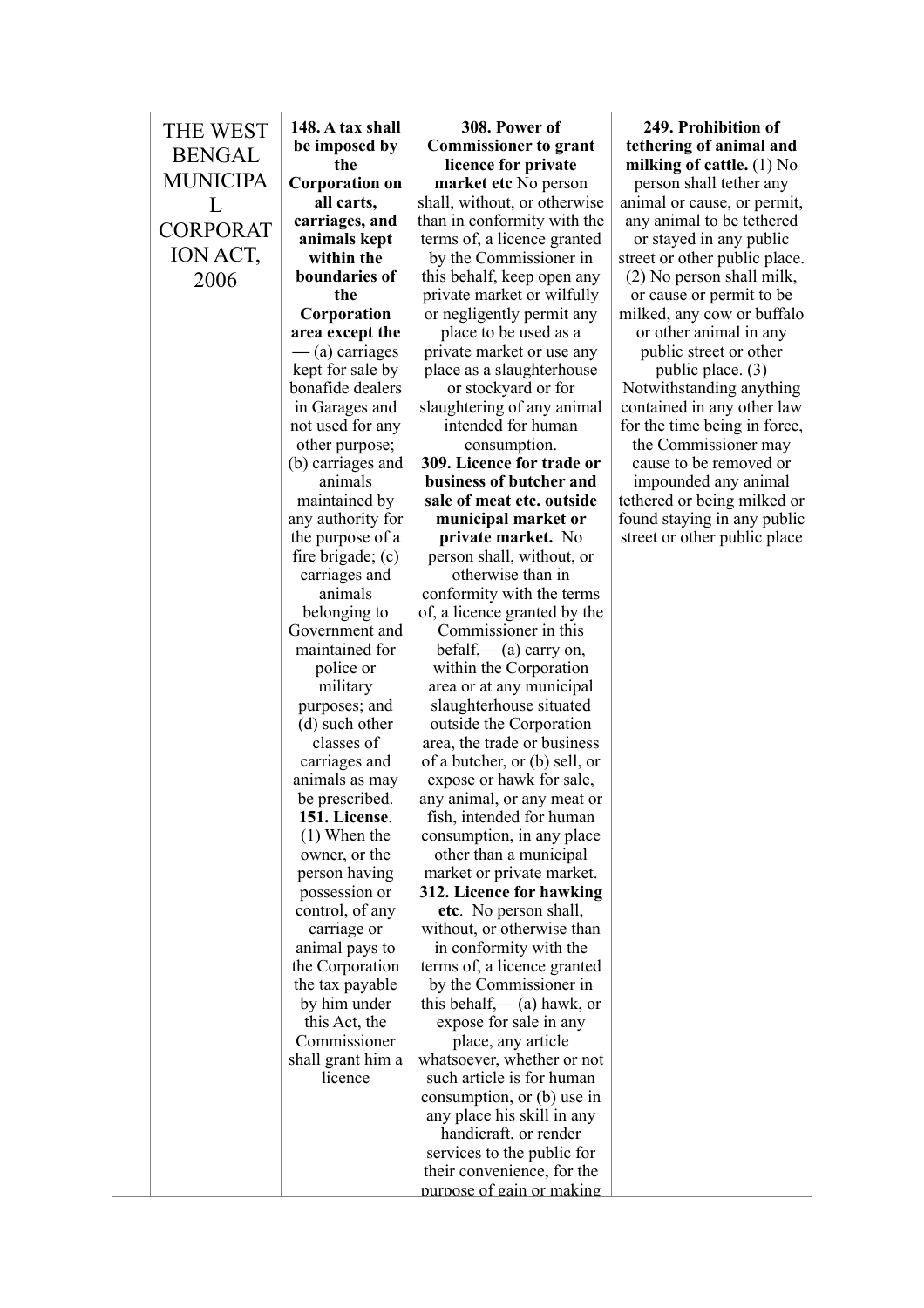| | | | | |
|---|---|---|---|---|
| | THE WEST BENGAL MUNICIPAL CORPORATION ACT, 2006 | **148. A tax shall be imposed by the Corporation on all carts, carriages, and animals kept within the boundaries of the Corporation area except the** — (a) carriages kept for sale by bonafide dealers in Garages and not used for any other purpose; (b) carriages and animals maintained by any authority for the purpose of a fire brigade; (c) carriages and animals belonging to Government and maintained for police or military purposes; and (d) such other classes of carriages and animals as may be prescribed. **151. License**. (1) When the owner, or the person having possession or control, of any carriage or animal pays to the Corporation the tax payable by him under this Act, the Commissioner shall grant him a licence | **308. Power of Commissioner to grant licence for private market etc** No person shall, without, or otherwise than in conformity with the terms of, a licence granted by the Commissioner in this behalf, keep open any private market or wilfully or negligently permit any place to be used as a private market or use any place as a slaughterhouse or stockyard or for slaughtering of any animal intended for human consumption. **309. Licence for trade or business of butcher and sale of meat etc. outside municipal market or private market.** No person shall, without, or otherwise than in conformity with the terms of, a licence granted by the Commissioner in this befalf,— (a) carry on, within the Corporation area or at any municipal slaughterhouse situated outside the Corporation area, the trade or business of a butcher, or (b) sell, or expose or hawk for sale, any animal, or any meat or fish, intended for human consumption, in any place other than a municipal market or private market. **312. Licence for hawking etc**. No person shall, without, or otherwise than in conformity with the terms of, a licence granted by the Commissioner in this behalf,— (a) hawk, or expose for sale in any place, any article whatsoever, whether or not such article is for human consumption, or (b) use in any place his skill in any handicraft, or render services to the public for their convenience, for the purpose of gain or making | **249. Prohibition of tethering of animal and milking of cattle.** (1) No person shall tether any animal or cause, or permit, any animal to be tethered or stayed in any public street or other public place. (2) No person shall milk, or cause or permit to be milked, any cow or buffalo or other animal in any public street or other public place. (3) Notwithstanding anything contained in any other law for the time being in force, the Commissioner may cause to be removed or impounded any animal tethered or being milked or found staying in any public street or other public place |